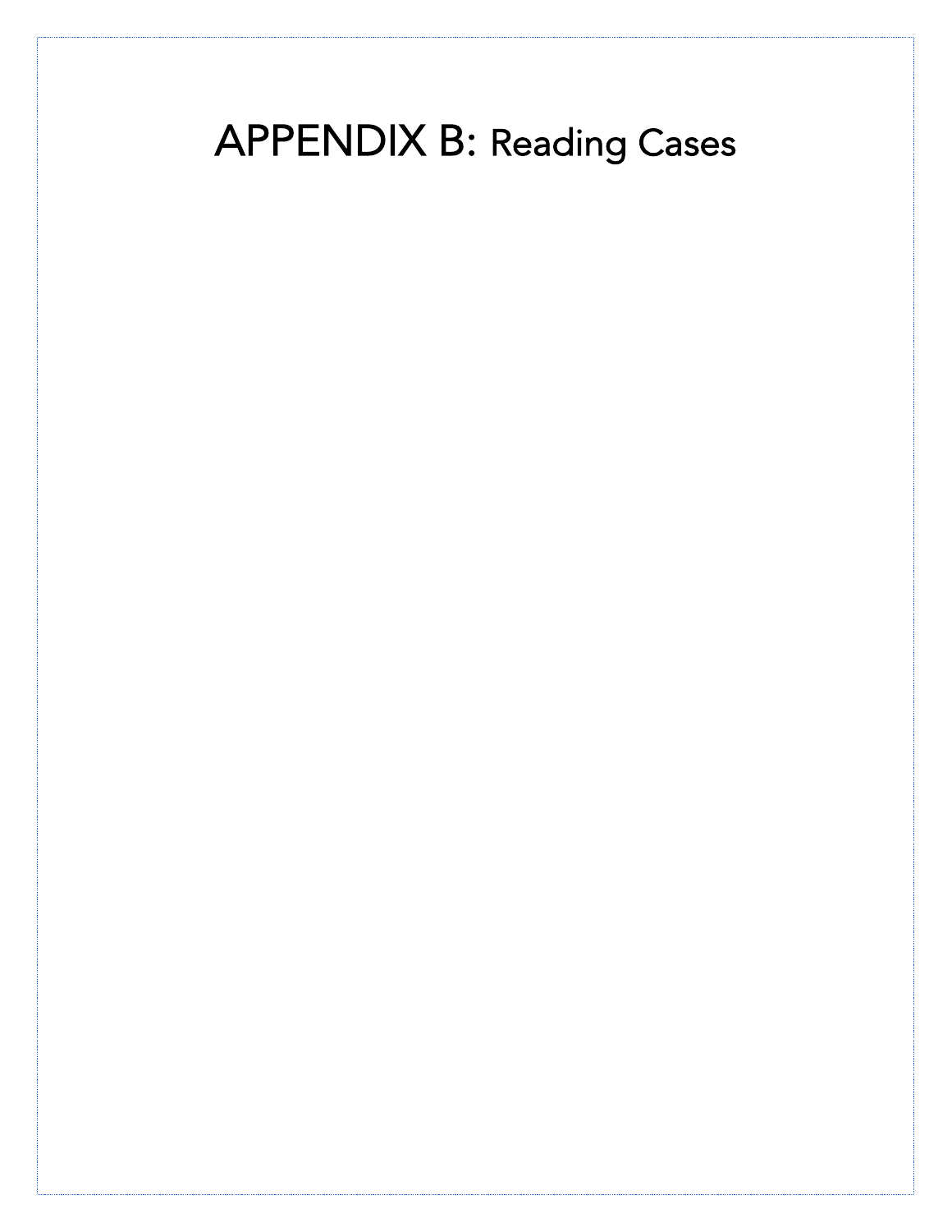# APPENDIX B: Reading Cases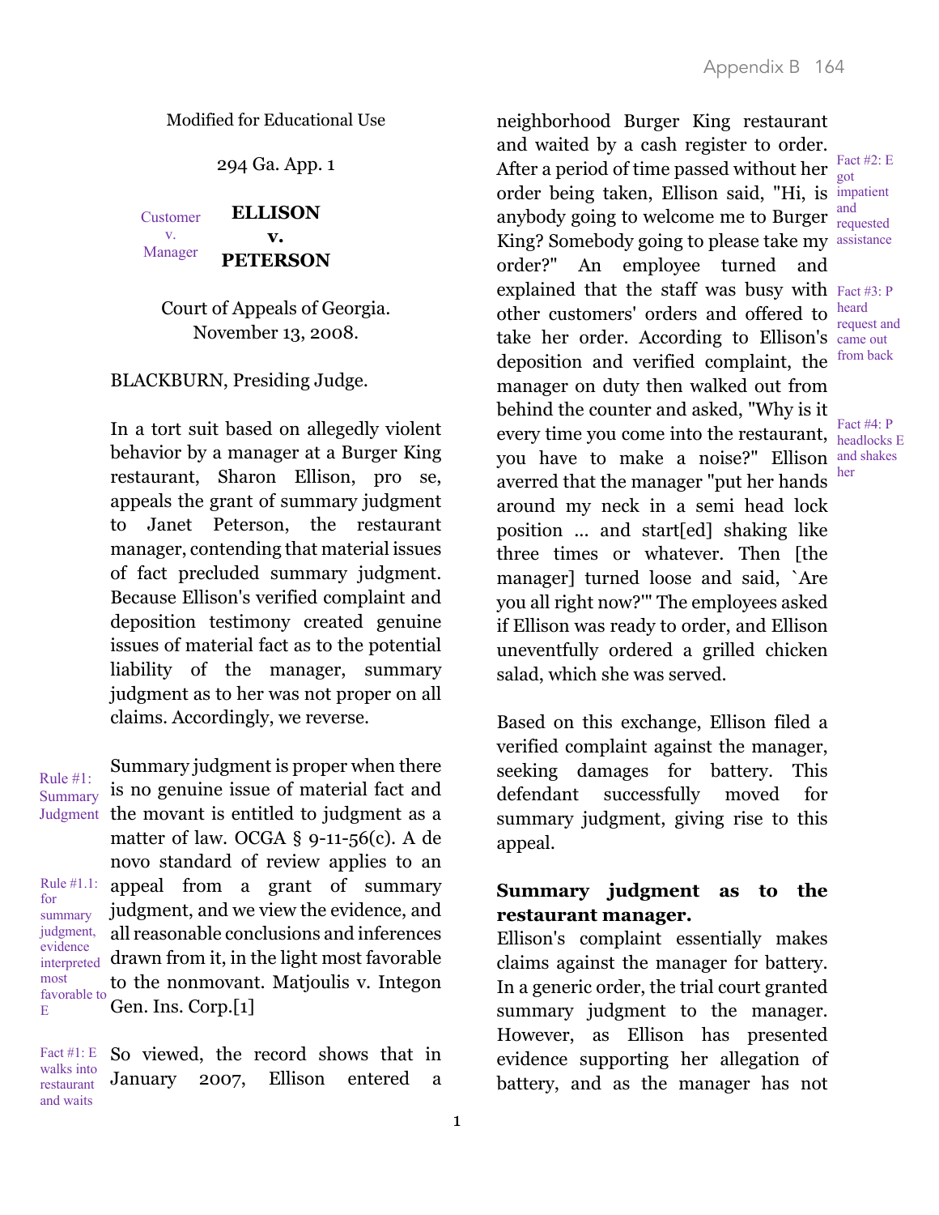Modified for Educational Use

294 Ga. App. 1

Customer v. Manager

**ELLISON**

**v.**

**PETERSON**

Court of Appeals of Georgia.
November 13, 2008.

BLACKBURN, Presiding Judge.

In a tort suit based on allegedly violent behavior by a manager at a Burger King restaurant, Sharon Ellison, pro se, appeals the grant of summary judgment to Janet Peterson, the restaurant manager, contending that material issues of fact precluded summary judgment. Because Ellison's verified complaint and deposition testimony created genuine issues of material fact as to the potential liability of the manager, summary judgment as to her was not proper on all claims. Accordingly, we reverse.

Rule #1: Summary Judgment

Summary judgment is proper when there is no genuine issue of material fact and the movant is entitled to judgment as a matter of law. OCGA § 9-11-56(c). A de novo standard of review applies to an appeal from a grant of summary judgment, and we view the evidence, and all reasonable conclusions and inferences drawn from it, in the light most favorable to the nonmovant. Matjoulis v. Integon Gen. Ins. Corp.[1]

Rule #1.1: for summary judgment, evidence interpreted most favorable to E

Fact #1: E walks into restaurant and waits

So viewed, the record shows that in January 2007, Ellison entered a neighborhood Burger King restaurant and waited by a cash register to order. After a period of time passed without her order being taken, Ellison said, "Hi, is anybody going to welcome me to Burger King? Somebody going to please take my order?" An employee turned and explained that the staff was busy with other customers' orders and offered to take her order. According to Ellison's deposition and verified complaint, the manager on duty then walked out from behind the counter and asked, "Why is it every time you come into the restaurant, you have to make a noise?" Ellison averred that the manager "put her hands around my neck in a semi head lock position ... and start[ed] shaking like three times or whatever. Then [the manager] turned loose and said, `Are you all right now?'" The employees asked if Ellison was ready to order, and Ellison uneventfully ordered a grilled chicken salad, which she was served.

Fact #2: E got impatient and requested assistance

Fact #3: P heard request and came out from back

Fact #4: P headlocks E and shakes her

Based on this exchange, Ellison filed a verified complaint against the manager, seeking damages for battery. This defendant successfully moved for summary judgment, giving rise to this appeal.

**Summary judgment as to the restaurant manager.**

Ellison's complaint essentially makes claims against the manager for battery. In a generic order, the trial court granted summary judgment to the manager. However, as Ellison has presented evidence supporting her allegation of battery, and as the manager has not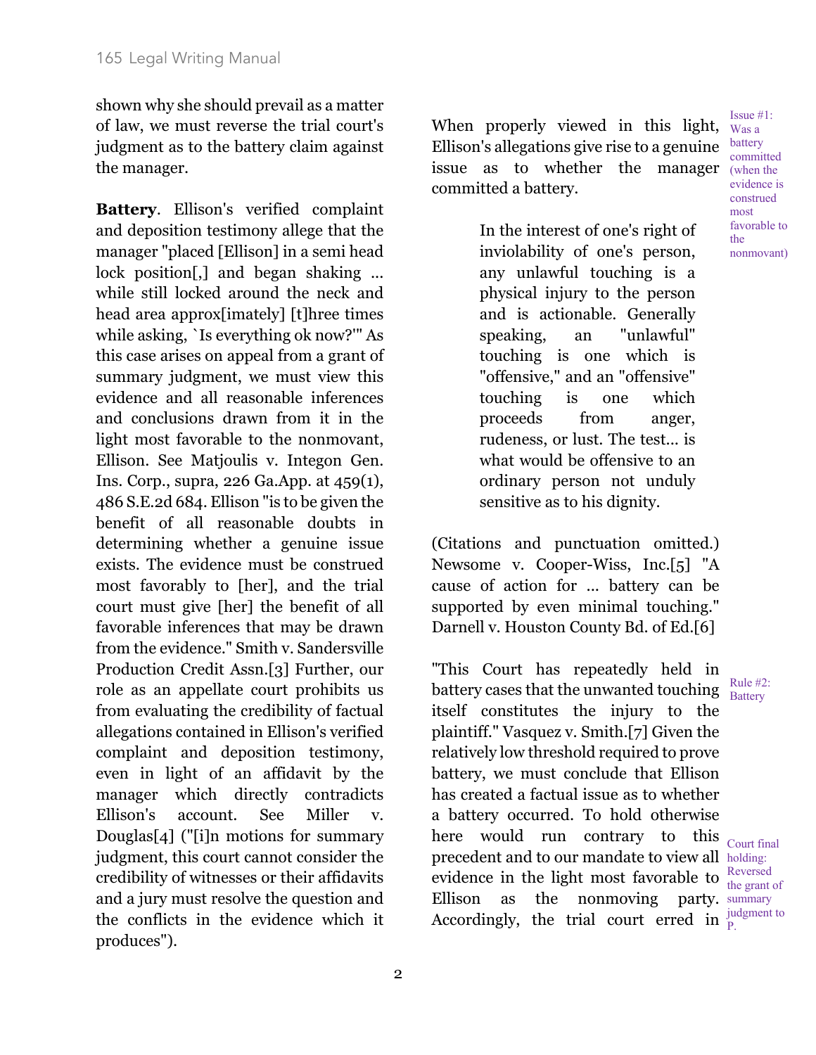shown why she should prevail as a matter of law, we must reverse the trial court's judgment as to the battery claim against the manager.

**Battery**. Ellison's verified complaint and deposition testimony allege that the manager "placed [Ellison] in a semi head lock position[,] and began shaking ... while still locked around the neck and head area approx[imately] [t]hree times while asking, `Is everything ok now?'" As this case arises on appeal from a grant of summary judgment, we must view this evidence and all reasonable inferences and conclusions drawn from it in the light most favorable to the nonmovant, Ellison. See Matjoulis v. Integon Gen. Ins. Corp., supra, 226 Ga.App. at 459(1), 486 S.E.2d 684. Ellison "is to be given the benefit of all reasonable doubts in determining whether a genuine issue exists. The evidence must be construed most favorably to [her], and the trial court must give [her] the benefit of all favorable inferences that may be drawn from the evidence." Smith v. Sandersville Production Credit Assn.[3] Further, our role as an appellate court prohibits us from evaluating the credibility of factual allegations contained in Ellison's verified complaint and deposition testimony, even in light of an affidavit by the manager which directly contradicts Ellison's account. See Miller v. Douglas[4] ("[i]n motions for summary judgment, this court cannot consider the credibility of witnesses or their affidavits and a jury must resolve the question and the conflicts in the evidence which it produces").

When properly viewed in this light, Ellison's allegations give rise to a genuine issue as to whether the manager committed a battery.

Issue #1: Was a battery committed (when the evidence is construed most favorable to the nonmovant)

> In the interest of one's right of inviolability of one's person, any unlawful touching is a physical injury to the person and is actionable. Generally speaking, an "unlawful" touching is one which is "offensive," and an "offensive" touching is one which proceeds from anger, rudeness, or lust. The test... is what would be offensive to an ordinary person not unduly sensitive as to his dignity.

(Citations and punctuation omitted.) Newsome v. Cooper-Wiss, Inc.[5] "A cause of action for ... battery can be supported by even minimal touching." Darnell v. Houston County Bd. of Ed.[6]

"This Court has repeatedly held in battery cases that the unwanted touching itself constitutes the injury to the plaintiff." Vasquez v. Smith.[7] Given the relatively low threshold required to prove battery, we must conclude that Ellison has created a factual issue as to whether a battery occurred. To hold otherwise here would run contrary to this precedent and to our mandate to view all evidence in the light most favorable to Ellison as the nonmoving party. Accordingly, the trial court erred in

Rule #2: Battery

Court final holding: Reversed the grant of summary judgment to P.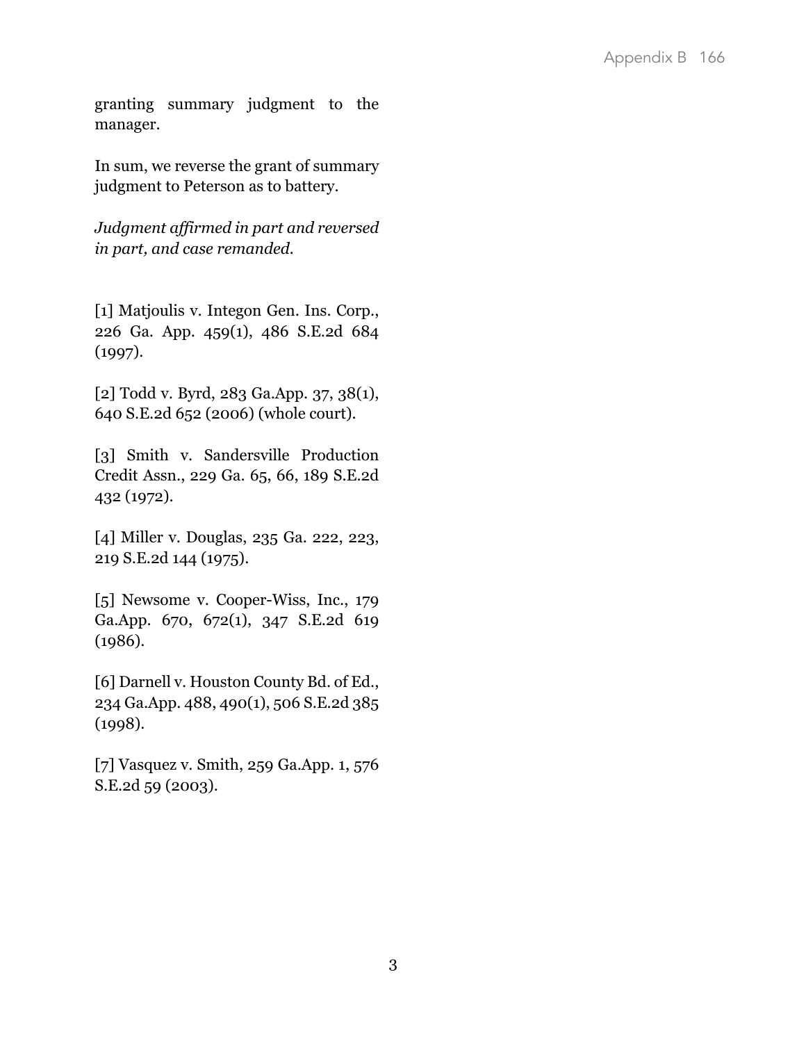granting summary judgment to the manager.

In sum, we reverse the grant of summary judgment to Peterson as to battery.

*Judgment affirmed in part and reversed in part, and case remanded.*

[1] Matjoulis v. Integon Gen. Ins. Corp., 226 Ga. App. 459(1), 486 S.E.2d 684 (1997).

[2] Todd v. Byrd, 283 Ga.App. 37, 38(1), 640 S.E.2d 652 (2006) (whole court).

[3] Smith v. Sandersville Production Credit Assn., 229 Ga. 65, 66, 189 S.E.2d 432 (1972).

[4] Miller v. Douglas, 235 Ga. 222, 223, 219 S.E.2d 144 (1975).

[5] Newsome v. Cooper-Wiss, Inc., 179 Ga.App. 670, 672(1), 347 S.E.2d 619 (1986).

[6] Darnell v. Houston County Bd. of Ed., 234 Ga.App. 488, 490(1), 506 S.E.2d 385 (1998).

[7] Vasquez v. Smith, 259 Ga.App. 1, 576 S.E.2d 59 (2003).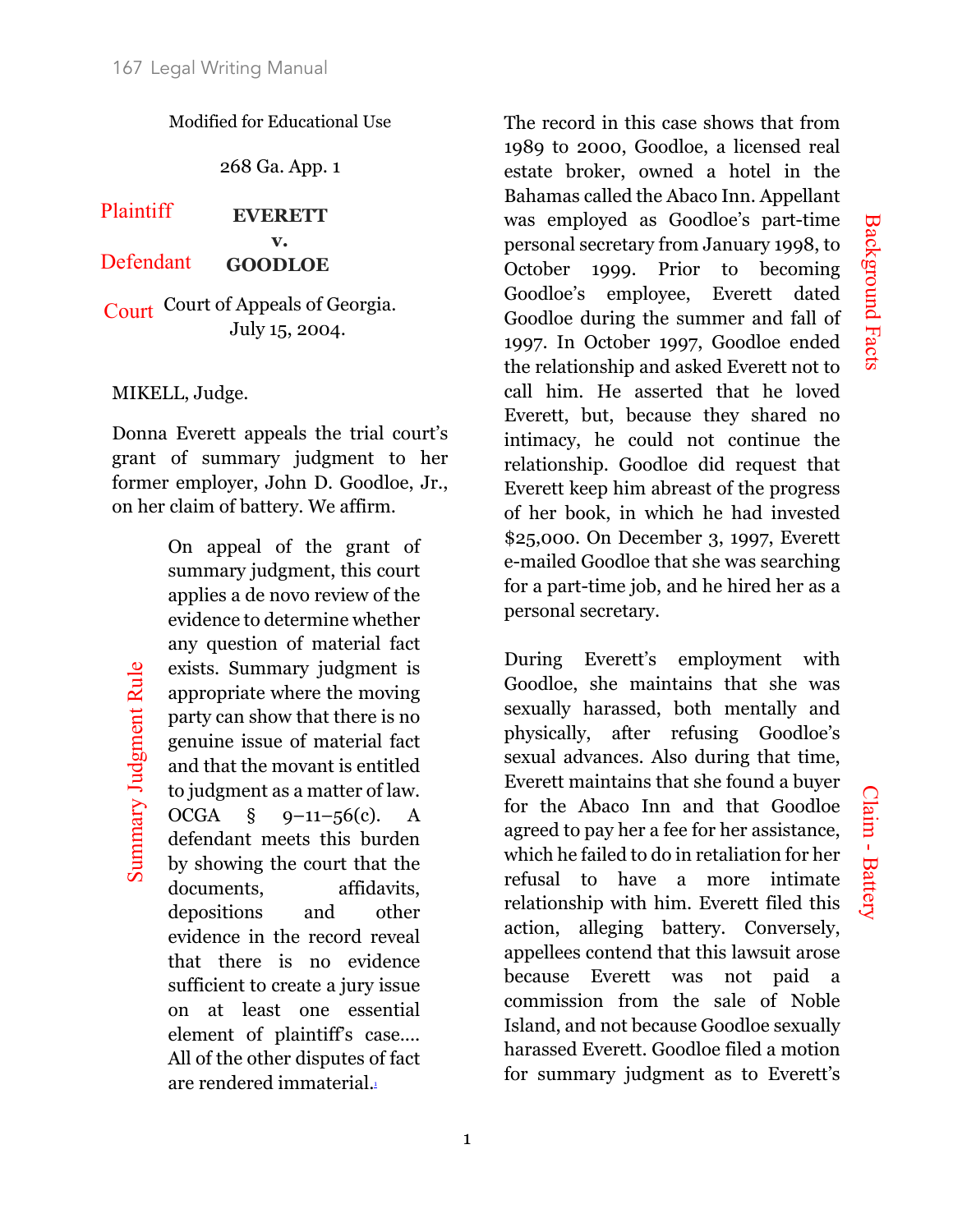Modified for Educational Use

268 Ga. App. 1

Plaintiff **EVERETT**

**v.**

Defendant **GOODLOE**

Court Court of Appeals of Georgia.
July 15, 2004.

MIKELL, Judge.

Donna Everett appeals the trial court's grant of summary judgment to her former employer, John D. Goodloe, Jr., on her claim of battery. We affirm.

Summary Judgment Rule

> On appeal of the grant of summary judgment, this court applies a de novo review of the evidence to determine whether any question of material fact exists. Summary judgment is appropriate where the moving party can show that there is no genuine issue of material fact and that the movant is entitled to judgment as a matter of law. OCGA § 9–11–56(c). A defendant meets this burden by showing the court that the documents, affidavits, depositions and other evidence in the record reveal that there is no evidence sufficient to create a jury issue on at least one essential element of plaintiff's case.... All of the other disputes of fact are rendered immaterial.[1]

Background Facts

The record in this case shows that from 1989 to 2000, Goodloe, a licensed real estate broker, owned a hotel in the Bahamas called the Abaco Inn. Appellant was employed as Goodloe's part-time personal secretary from January 1998, to October 1999. Prior to becoming Goodloe's employee, Everett dated Goodloe during the summer and fall of 1997. In October 1997, Goodloe ended the relationship and asked Everett not to call him. He asserted that he loved Everett, but, because they shared no intimacy, he could not continue the relationship. Goodloe did request that Everett keep him abreast of the progress of her book, in which he had invested $25,000. On December 3, 1997, Everett e-mailed Goodloe that she was searching for a part-time job, and he hired her as a personal secretary.

Claim - Battery

During Everett's employment with Goodloe, she maintains that she was sexually harassed, both mentally and physically, after refusing Goodloe's sexual advances. Also during that time, Everett maintains that she found a buyer for the Abaco Inn and that Goodloe agreed to pay her a fee for her assistance, which he failed to do in retaliation for her refusal to have a more intimate relationship with him. Everett filed this action, alleging battery. Conversely, appellees contend that this lawsuit arose because Everett was not paid a commission from the sale of Noble Island, and not because Goodloe sexually harassed Everett. Goodloe filed a motion for summary judgment as to Everett's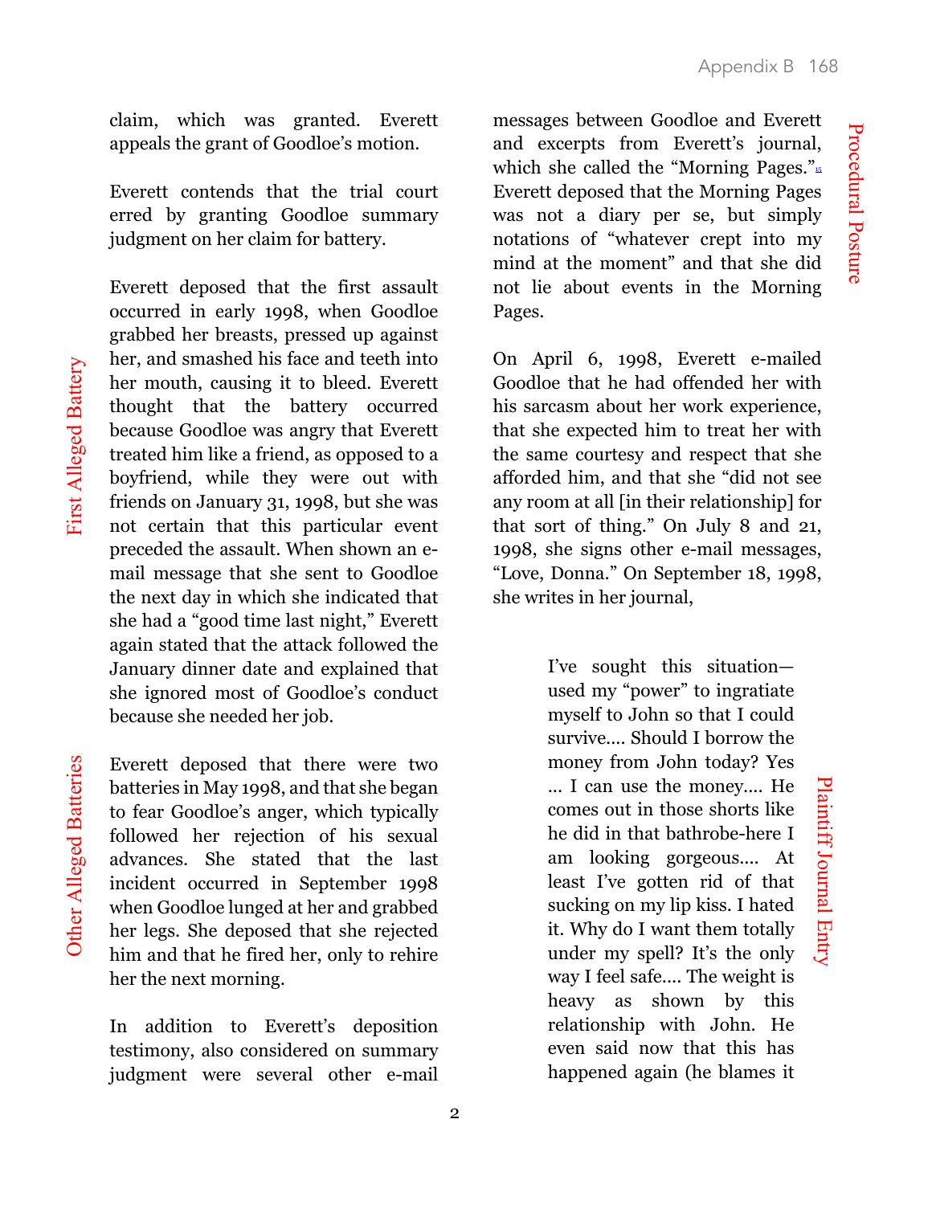claim, which was granted. Everett appeals the grant of Goodloe's motion.

Everett contends that the trial court erred by granting Goodloe summary judgment on her claim for battery.

First Alleged Battery

Everett deposed that the first assault occurred in early 1998, when Goodloe grabbed her breasts, pressed up against her, and smashed his face and teeth into her mouth, causing it to bleed. Everett thought that the battery occurred because Goodloe was angry that Everett treated him like a friend, as opposed to a boyfriend, while they were out with friends on January 31, 1998, but she was not certain that this particular event preceded the assault. When shown an e-mail message that she sent to Goodloe the next day in which she indicated that she had a "good time last night," Everett again stated that the attack followed the January dinner date and explained that she ignored most of Goodloe's conduct because she needed her job.

Other Alleged Batteries

Everett deposed that there were two batteries in May 1998, and that she began to fear Goodloe's anger, which typically followed her rejection of his sexual advances. She stated that the last incident occurred in September 1998 when Goodloe lunged at her and grabbed her legs. She deposed that she rejected him and that he fired her, only to rehire her the next morning.

In addition to Everett's deposition testimony, also considered on summary judgment were several other e-mail messages between Goodloe and Everett and excerpts from Everett's journal, which she called the "Morning Pages."[15] Everett deposed that the Morning Pages was not a diary per se, but simply notations of "whatever crept into my mind at the moment" and that she did not lie about events in the Morning Pages.

Procedural Posture

On April 6, 1998, Everett e-mailed Goodloe that he had offended her with his sarcasm about her work experience, that she expected him to treat her with the same courtesy and respect that she afforded him, and that she "did not see any room at all [in their relationship] for that sort of thing." On July 8 and 21, 1998, she signs other e-mail messages, "Love, Donna." On September 18, 1998, she writes in her journal,

Plaintiff Journal Entry

> I've sought this situation—used my "power" to ingratiate myself to John so that I could survive.... Should I borrow the money from John today? Yes ... I can use the money.... He comes out in those shorts like he did in that bathrobe-here I am looking gorgeous.... At least I've gotten rid of that sucking on my lip kiss. I hated it. Why do I want them totally under my spell? It's the only way I feel safe.... The weight is heavy as shown by this relationship with John. He even said now that this has happened again (he blames it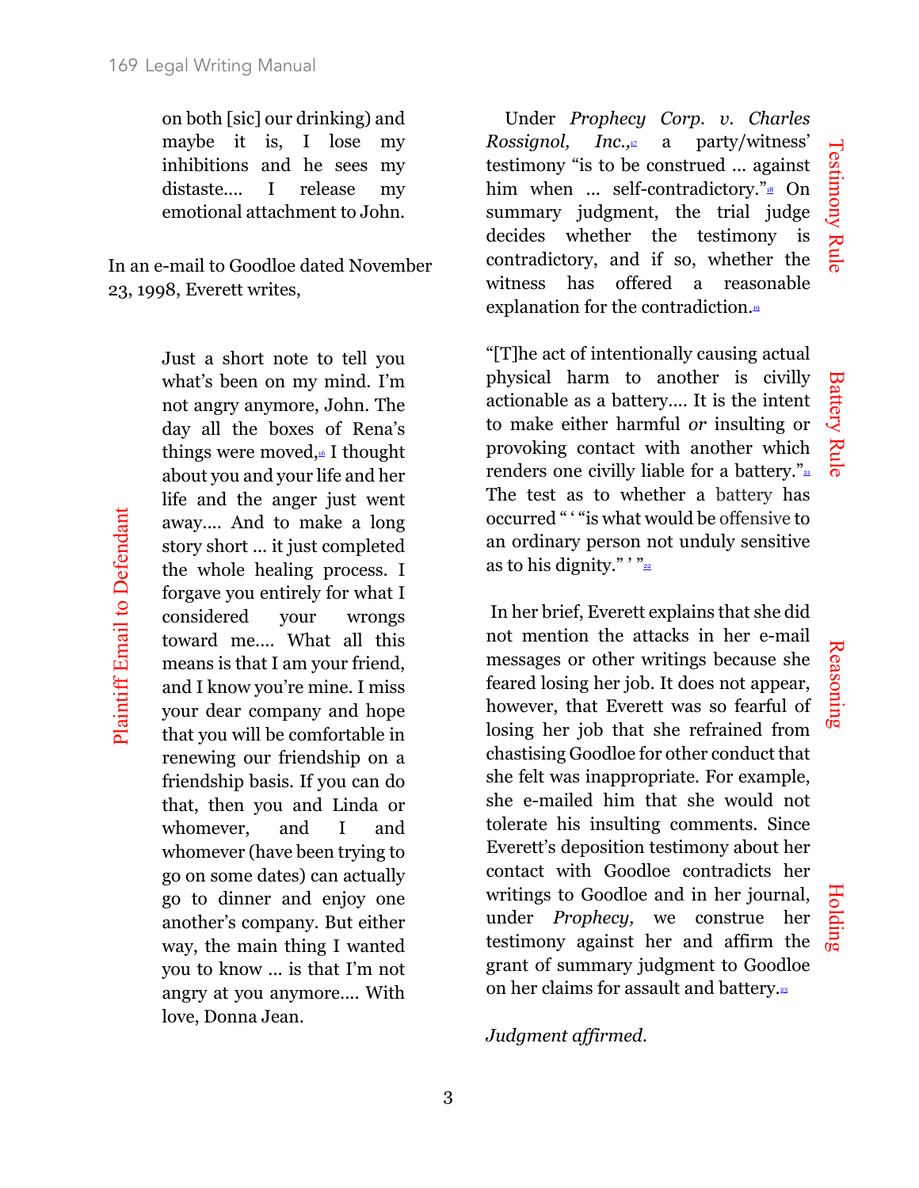on both [sic] our drinking) and maybe it is, I lose my inhibitions and he sees my distaste.... I release my emotional attachment to John.

In an e-mail to Goodloe dated November 23, 1998, Everett writes,

*Plaintiff Email to Defendant*

> Just a short note to tell you what's been on my mind. I'm not angry anymore, John. The day all the boxes of Rena's things were moved,[16] I thought about you and your life and her life and the anger just went away.... And to make a long story short ... it just completed the whole healing process. I forgave you entirely for what I considered your wrongs toward me.... What all this means is that I am your friend, and I know you're mine. I miss your dear company and hope that you will be comfortable in renewing our friendship on a friendship basis. If you can do that, then you and Linda or whomever, and I and whomever (have been trying to go on some dates) can actually go to dinner and enjoy one another's company. But either way, the main thing I wanted you to know ... is that I'm not angry at you anymore.... With love, Donna Jean.

*Testimony Rule*

Under *Prophecy Corp. v. Charles Rossignol, Inc.*,[17] a party/witness' testimony "is to be construed ... against him when ... self-contradictory."[18] On summary judgment, the trial judge decides whether the testimony is contradictory, and if so, whether the witness has offered a reasonable explanation for the contradiction.[19]

*Battery Rule*

"[T]he act of intentionally causing actual physical harm to another is civilly actionable as a battery.... It is the intent to make either harmful *or* insulting or provoking contact with another which renders one civilly liable for a battery."[21] The test as to whether a battery has occurred " ' "is what would be offensive to an ordinary person not unduly sensitive as to his dignity." ' "[22]

*Reasoning*

In her brief, Everett explains that she did not mention the attacks in her e-mail messages or other writings because she feared losing her job. It does not appear, however, that Everett was so fearful of losing her job that she refrained from chastising Goodloe for other conduct that she felt was inappropriate. For example, she e-mailed him that she would not tolerate his insulting comments. Since Everett's deposition testimony about her contact with Goodloe contradicts her writings to Goodloe and in her journal, under *Prophecy,* we construe her testimony against her and affirm the grant of summary judgment to Goodloe on her claims for assault and battery.[23]

*Holding*

*Judgment affirmed.*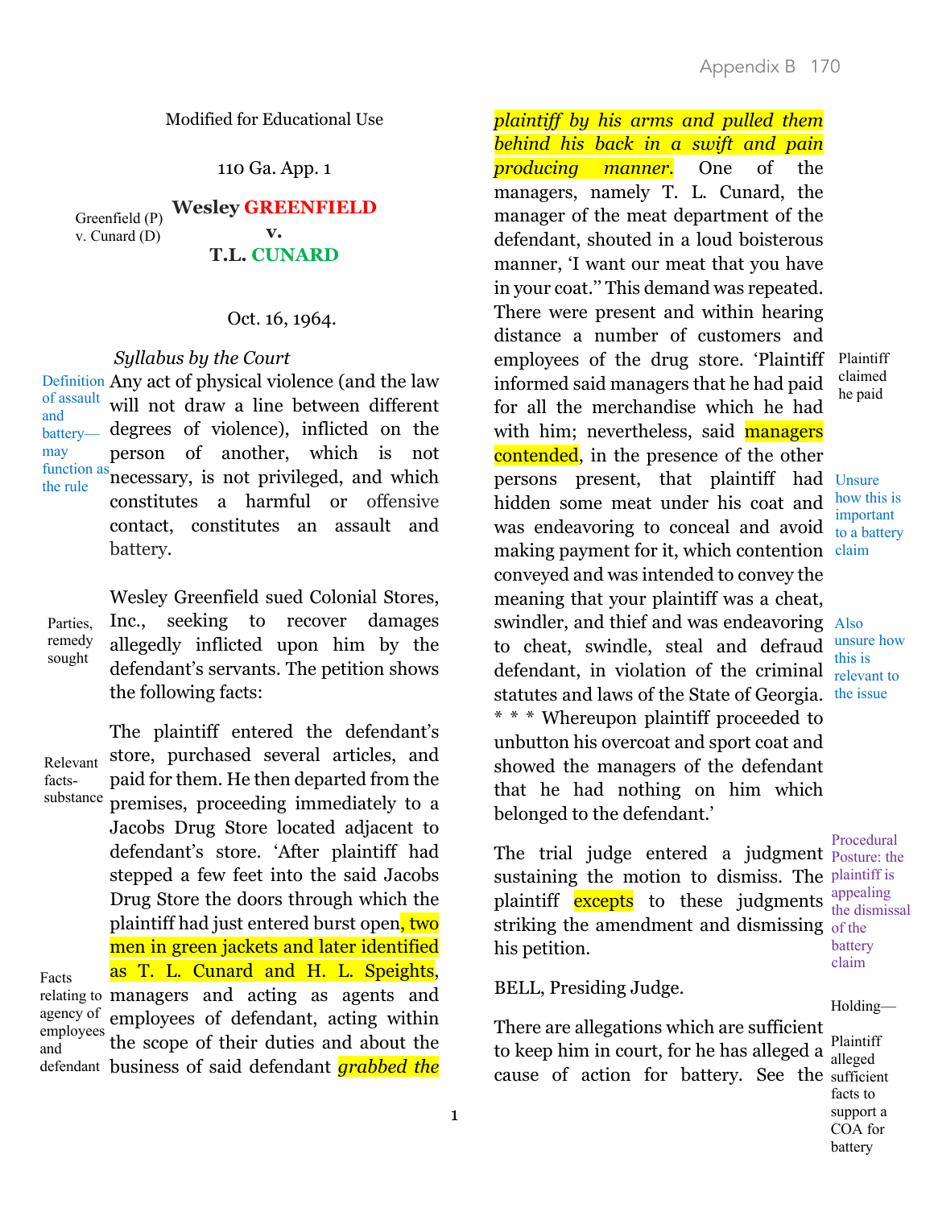Modified for Educational Use

110 Ga. App. 1

Greenfield (P) v. Cunard (D)

**Wesley GREENFIELD**

**v.**

**T.L. CUNARD**

Oct. 16, 1964.

*Syllabus by the Court*

Definition of assault and battery—may function as the rule

Any act of physical violence (and the law will not draw a line between different degrees of violence), inflicted on the person of another, which is not necessary, is not privileged, and which constitutes a harmful or offensive contact, constitutes an assault and battery.

Parties, remedy sought

Wesley Greenfield sued Colonial Stores, Inc., seeking to recover damages allegedly inflicted upon him by the defendant's servants. The petition shows the following facts:

Relevant facts-substance

Facts relating to agency of employees and defendant

The plaintiff entered the defendant's store, purchased several articles, and paid for them. He then departed from the premises, proceeding immediately to a Jacobs Drug Store located adjacent to defendant's store. 'After plaintiff had stepped a few feet into the said Jacobs Drug Store the doors through which the plaintiff had just entered burst open, two men in green jackets and later identified as T. L. Cunard and H. L. Speights, managers and acting as agents and employees of defendant, acting within the scope of their duties and about the business of said defendant *grabbed the plaintiff by his arms and pulled them behind his back in a swift and pain producing manner.* One of the managers, namely T. L. Cunard, the manager of the meat department of the defendant, shouted in a loud boisterous manner, 'I want our meat that you have in your coat.'' This demand was repeated. There were present and within hearing distance a number of customers and employees of the drug store. 'Plaintiff informed said managers that he had paid for all the merchandise which he had with him; nevertheless, said managers contended, in the presence of the other persons present, that plaintiff had hidden some meat under his coat and was endeavoring to conceal and avoid making payment for it, which contention conveyed and was intended to convey the meaning that your plaintiff was a cheat, swindler, and thief and was endeavoring to cheat, swindle, steal and defraud defendant, in violation of the criminal statutes and laws of the State of Georgia. * * * Whereupon plaintiff proceeded to unbutton his overcoat and sport coat and showed the managers of the defendant that he had nothing on him which belonged to the defendant.'

Plaintiff claimed he paid

Unsure how this is important to a battery claim

Also unsure how this is relevant to the issue

Procedural Posture: the plaintiff is appealing the dismissal of the battery claim

The trial judge entered a judgment sustaining the motion to dismiss. The plaintiff excepts to these judgments striking the amendment and dismissing his petition.

BELL, Presiding Judge.

Holding—Plaintiff alleged sufficient facts to support a COA for battery

There are allegations which are sufficient to keep him in court, for he has alleged a cause of action for battery. See the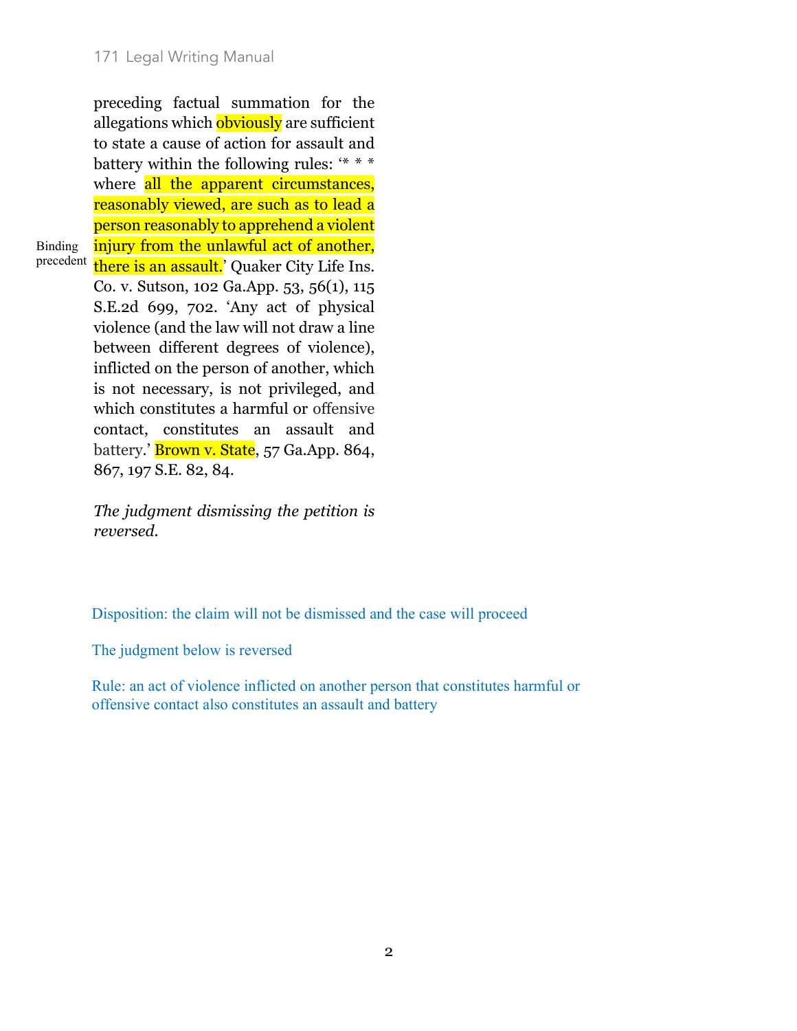preceding factual summation for the allegations which obviously are sufficient to state a cause of action for assault and battery within the following rules: '* * * where all the apparent circumstances, reasonably viewed, are such as to lead a person reasonably to apprehend a violent injury from the unlawful act of another, there is an assault.' Quaker City Life Ins. Co. v. Sutson, 102 Ga.App. 53, 56(1), 115 S.E.2d 699, 702. 'Any act of physical violence (and the law will not draw a line between different degrees of violence), inflicted on the person of another, which is not necessary, is not privileged, and which constitutes a harmful or offensive contact, constitutes an assault and battery.' Brown v. State, 57 Ga.App. 864, 867, 197 S.E. 82, 84.

Binding precedent

*The judgment dismissing the petition is reversed.*

Disposition: the claim will not be dismissed and the case will proceed

The judgment below is reversed

Rule: an act of violence inflicted on another person that constitutes harmful or offensive contact also constitutes an assault and battery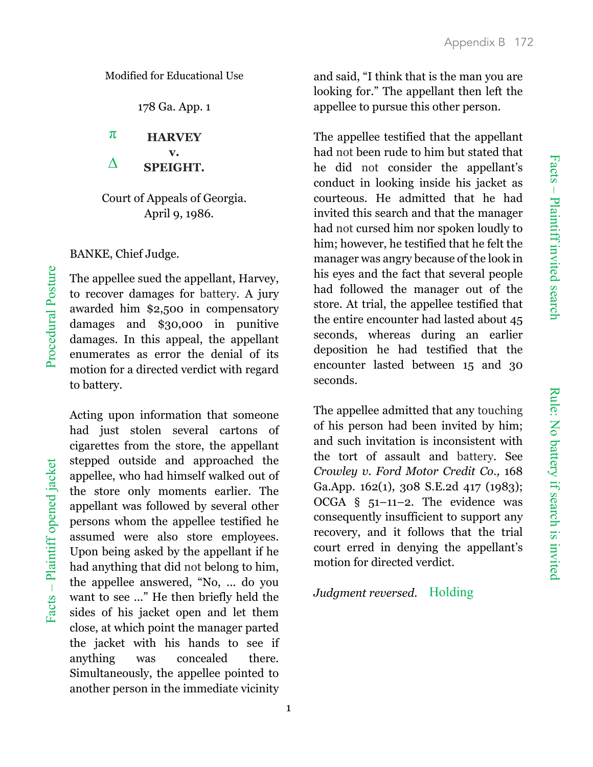Modified for Educational Use

178 Ga. App. 1

π **HARVEY**

**v.**

Δ **SPEIGHT.**

Court of Appeals of Georgia.
April 9, 1986.

BANKE, Chief Judge.

Procedural Posture

The appellee sued the appellant, Harvey, to recover damages for battery. A jury awarded him $2,500 in compensatory damages and $30,000 in punitive damages. In this appeal, the appellant enumerates as error the denial of its motion for a directed verdict with regard to battery.

Facts – Plaintiff opened jacket

Acting upon information that someone had just stolen several cartons of cigarettes from the store, the appellant stepped outside and approached the appellee, who had himself walked out of the store only moments earlier. The appellant was followed by several other persons whom the appellee testified he assumed were also store employees. Upon being asked by the appellant if he had anything that did not belong to him, the appellee answered, "No, ... do you want to see ..." He then briefly held the sides of his jacket open and let them close, at which point the manager parted the jacket with his hands to see if anything was concealed there. Simultaneously, the appellee pointed to another person in the immediate vicinity and said, "I think that is the man you are looking for." The appellant then left the appellee to pursue this other person.

Facts – Plaintiff invited search

The appellee testified that the appellant had not been rude to him but stated that he did not consider the appellant's conduct in looking inside his jacket as courteous. He admitted that he had invited this search and that the manager had not cursed him nor spoken loudly to him; however, he testified that he felt the manager was angry because of the look in his eyes and the fact that several people had followed the manager out of the store. At trial, the appellee testified that the entire encounter had lasted about 45 seconds, whereas during an earlier deposition he had testified that the encounter lasted between 15 and 30 seconds.

Rule: No battery if search is invited

The appellee admitted that any touching of his person had been invited by him; and such invitation is inconsistent with the tort of assault and battery. See *Crowley v. Ford Motor Credit Co.,* 168 Ga.App. 162(1), 308 S.E.2d 417 (1983); OCGA § 51–11–2. The evidence was consequently insufficient to support any recovery, and it follows that the trial court erred in denying the appellant's motion for directed verdict.

*Judgment reversed.* Holding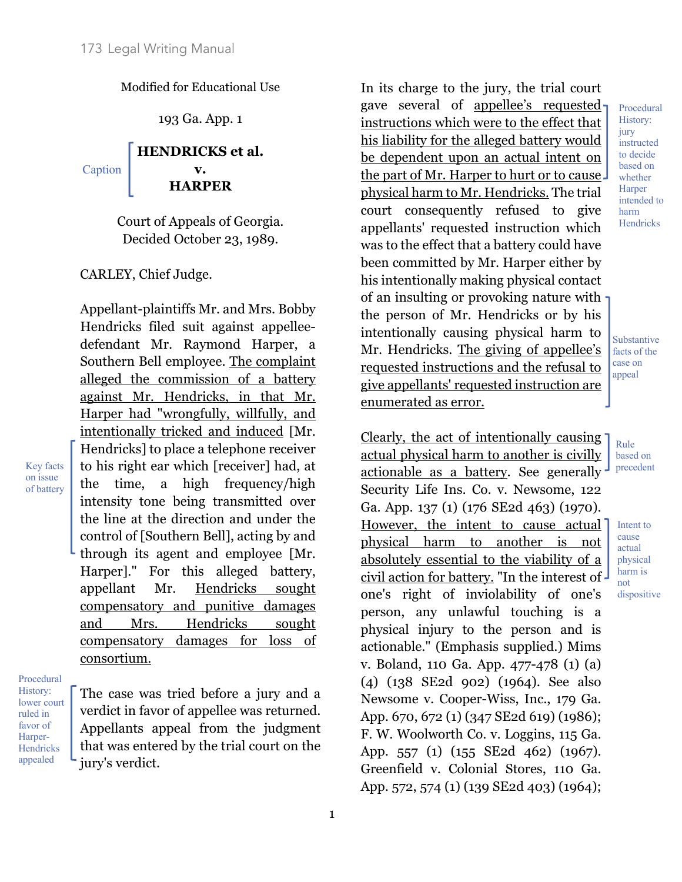Modified for Educational Use

193 Ga. App. 1

Caption

**HENDRICKS et al.**
**v.**
**HARPER**

Court of Appeals of Georgia.
Decided October 23, 1989.

CARLEY, Chief Judge.

Appellant-plaintiffs Mr. and Mrs. Bobby Hendricks filed suit against appellee-defendant Mr. Raymond Harper, a Southern Bell employee. The complaint alleged the commission of a battery against Mr. Hendricks, in that Mr. Harper had "wrongfully, willfully, and intentionally tricked and induced [Mr. Hendricks] to place a telephone receiver to his right ear which [receiver] had, at the time, a high frequency/high intensity tone being transmitted over the line at the direction and under the control of [Southern Bell], acting by and through its agent and employee [Mr. Harper]." For this alleged battery, appellant Mr. Hendricks sought compensatory and punitive damages and Mrs. Hendricks sought compensatory damages for loss of consortium.

Key facts on issue of battery

The case was tried before a jury and a verdict in favor of appellee was returned. Appellants appeal from the judgment that was entered by the trial court on the jury's verdict.

Procedural History: lower court ruled in favor of Harper-Hendricks appealed

In its charge to the jury, the trial court gave several of appellee's requested instructions which were to the effect that his liability for the alleged battery would be dependent upon an actual intent on the part of Mr. Harper to hurt or to cause physical harm to Mr. Hendricks. The trial court consequently refused to give appellants' requested instruction which was to the effect that a battery could have been committed by Mr. Harper either by his intentionally making physical contact of an insulting or provoking nature with the person of Mr. Hendricks or by his intentionally causing physical harm to Mr. Hendricks. The giving of appellee's requested instructions and the refusal to give appellants' requested instruction are enumerated as error.

Procedural History: jury instructed to decide based on whether Harper intended to harm Hendricks

Substantive facts of the case on appeal

Clearly, the act of intentionally causing actual physical harm to another is civilly actionable as a battery. See generally Security Life Ins. Co. v. Newsome, 122 Ga. App. 137 (1) (176 SE2d 463) (1970). However, the intent to cause actual physical harm to another is not absolutely essential to the viability of a civil action for battery. "In the interest of one's right of inviolability of one's person, any unlawful touching is a physical injury to the person and is actionable." (Emphasis supplied.) Mims v. Boland, 110 Ga. App. 477-478 (1) (a) (4) (138 SE2d 902) (1964). See also Newsome v. Cooper-Wiss, Inc., 179 Ga. App. 670, 672 (1) (347 SE2d 619) (1986); F. W. Woolworth Co. v. Loggins, 115 Ga. App. 557 (1) (155 SE2d 462) (1967). Greenfield v. Colonial Stores, 110 Ga. App. 572, 574 (1) (139 SE2d 403) (1964);

Rule based on precedent

Intent to cause actual physical harm is not dispositive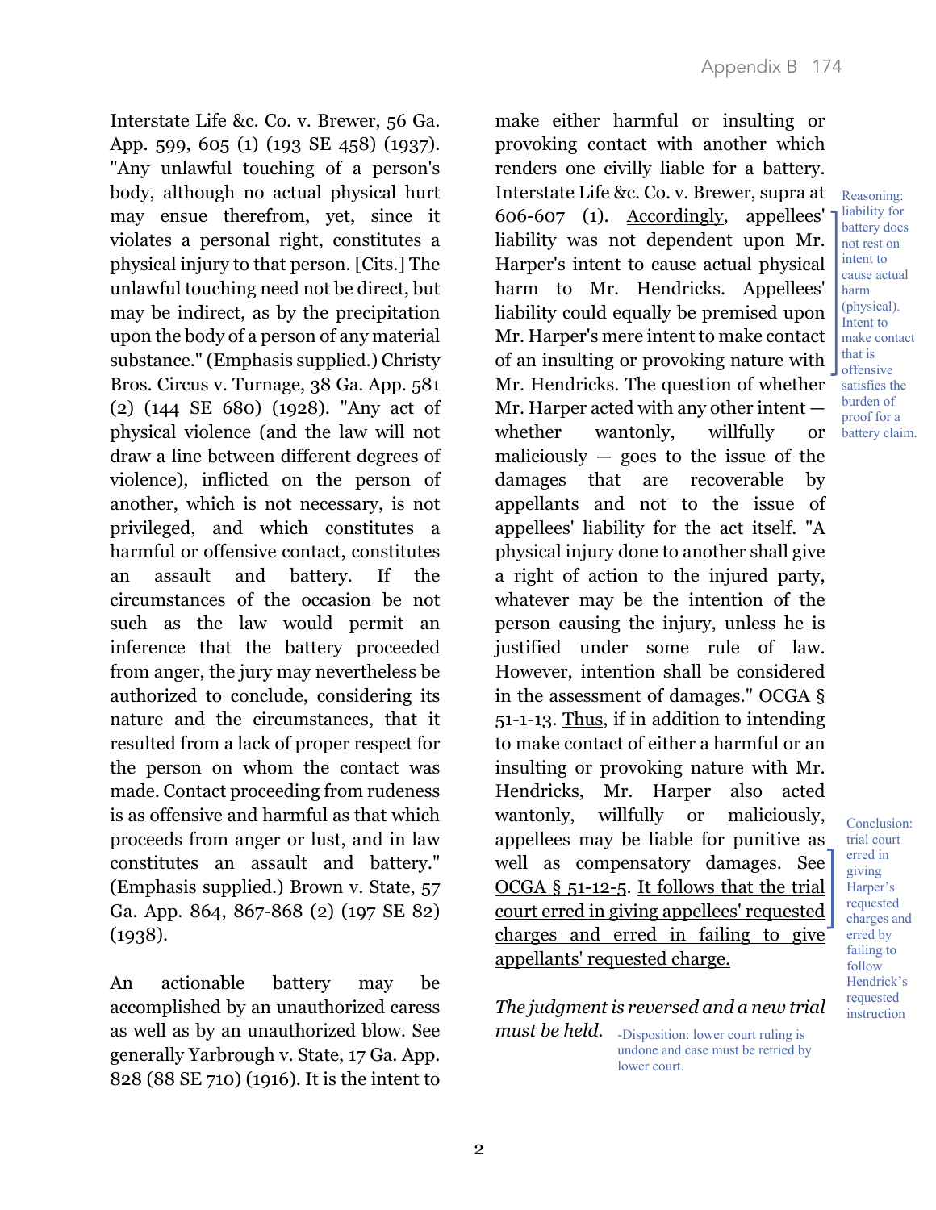Interstate Life &c. Co. v. Brewer, 56 Ga. App. 599, 605 (1) (193 SE 458) (1937). "Any unlawful touching of a person's body, although no actual physical hurt may ensue therefrom, yet, since it violates a personal right, constitutes a physical injury to that person. [Cits.] The unlawful touching need not be direct, but may be indirect, as by the precipitation upon the body of a person of any material substance." (Emphasis supplied.) Christy Bros. Circus v. Turnage, 38 Ga. App. 581 (2) (144 SE 680) (1928). "Any act of physical violence (and the law will not draw a line between different degrees of violence), inflicted on the person of another, which is not necessary, is not privileged, and which constitutes a harmful or offensive contact, constitutes an assault and battery. If the circumstances of the occasion be not such as the law would permit an inference that the battery proceeded from anger, the jury may nevertheless be authorized to conclude, considering its nature and the circumstances, that it resulted from a lack of proper respect for the person on whom the contact was made. Contact proceeding from rudeness is as offensive and harmful as that which proceeds from anger or lust, and in law constitutes an assault and battery." (Emphasis supplied.) Brown v. State, 57 Ga. App. 864, 867-868 (2) (197 SE 82) (1938).

An actionable battery may be accomplished by an unauthorized caress as well as by an unauthorized blow. See generally Yarbrough v. State, 17 Ga. App. 828 (88 SE 710) (1916). It is the intent to make either harmful or insulting or provoking contact with another which renders one civilly liable for a battery. Interstate Life &c. Co. v. Brewer, supra at 606-607 (1). Accordingly, appellees' liability was not dependent upon Mr. Harper's intent to cause actual physical harm to Mr. Hendricks. Appellees' liability could equally be premised upon Mr. Harper's mere intent to make contact of an insulting or provoking nature with Mr. Hendricks. The question of whether Mr. Harper acted with any other intent — whether wantonly, willfully or maliciously — goes to the issue of the damages that are recoverable by appellants and not to the issue of appellees' liability for the act itself. "A physical injury done to another shall give a right of action to the injured party, whatever may be the intention of the person causing the injury, unless he is justified under some rule of law. However, intention shall be considered in the assessment of damages." OCGA § 51-1-13. Thus, if in addition to intending to make contact of either a harmful or an insulting or provoking nature with Mr. Hendricks, Mr. Harper also acted wantonly, willfully or maliciously, appellees may be liable for punitive as well as compensatory damages. See OCGA § 51-12-5. It follows that the trial court erred in giving appellees' requested charges and erred in failing to give appellants' requested charge.

[Margin note: Reasoning: liability for battery does not rest on intent to cause actual harm (physical). Intent to make contact that is offensive satisfies the burden of proof for a battery claim.]

[Margin note: Conclusion: trial court erred in giving Harper's requested charges and erred by failing to follow Hendrick's requested instruction]

*The judgment is reversed and a new trial must be held.*

[Margin note: -Disposition: lower court ruling is undone and case must be retried by lower court.]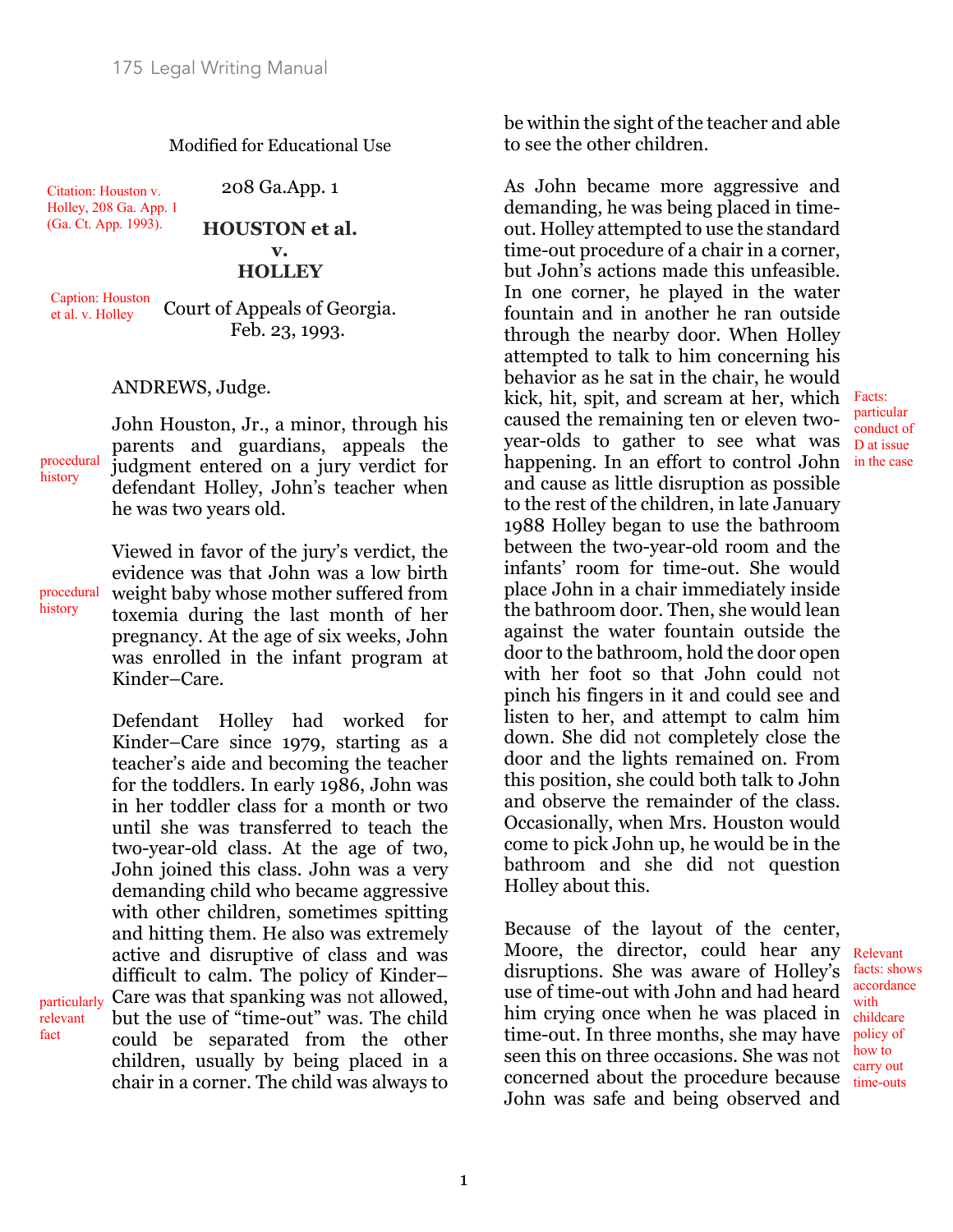Modified for Educational Use

Citation: Houston v. Holley, 208 Ga. App. 1 (Ga. Ct. App. 1993).

208 Ga.App. 1

**HOUSTON et al.**
**v.**
**HOLLEY**

Caption: Houston et al. v. Holley

Court of Appeals of Georgia.
Feb. 23, 1993.

ANDREWS, Judge.

procedural history

John Houston, Jr., a minor, through his parents and guardians, appeals the judgment entered on a jury verdict for defendant Holley, John's teacher when he was two years old.

procedural history

Viewed in favor of the jury's verdict, the evidence was that John was a low birth weight baby whose mother suffered from toxemia during the last month of her pregnancy. At the age of six weeks, John was enrolled in the infant program at Kinder–Care.

Defendant Holley had worked for Kinder–Care since 1979, starting as a teacher's aide and becoming the teacher for the toddlers. In early 1986, John was in her toddler class for a month or two until she was transferred to teach the two-year-old class. At the age of two, John joined this class. John was a very demanding child who became aggressive with other children, sometimes spitting and hitting them. He also was extremely active and disruptive of class and was difficult to calm. The policy of Kinder–Care was that spanking was not allowed, but the use of "time-out" was. The child could be separated from the other children, usually by being placed in a chair in a corner. The child was always to be within the sight of the teacher and able to see the other children.

particularly relevant fact

As John became more aggressive and demanding, he was being placed in time-out. Holley attempted to use the standard time-out procedure of a chair in a corner, but John's actions made this unfeasible. In one corner, he played in the water fountain and in another he ran outside through the nearby door. When Holley attempted to talk to him concerning his behavior as he sat in the chair, he would kick, hit, spit, and scream at her, which caused the remaining ten or eleven two-year-olds to gather to see what was happening. In an effort to control John and cause as little disruption as possible to the rest of the children, in late January 1988 Holley began to use the bathroom between the two-year-old room and the infants' room for time-out. She would place John in a chair immediately inside the bathroom door. Then, she would lean against the water fountain outside the door to the bathroom, hold the door open with her foot so that John could not pinch his fingers in it and could see and listen to her, and attempt to calm him down. She did not completely close the door and the lights remained on. From this position, she could both talk to John and observe the remainder of the class. Occasionally, when Mrs. Houston would come to pick John up, he would be in the bathroom and she did not question Holley about this.

Facts: particular conduct of D at issue in the case

Because of the layout of the center, Moore, the director, could hear any disruptions. She was aware of Holley's use of time-out with John and had heard him crying once when he was placed in time-out. In three months, she may have seen this on three occasions. She was not concerned about the procedure because John was safe and being observed and

Relevant facts: shows accordance with childcare policy of how to carry out time-outs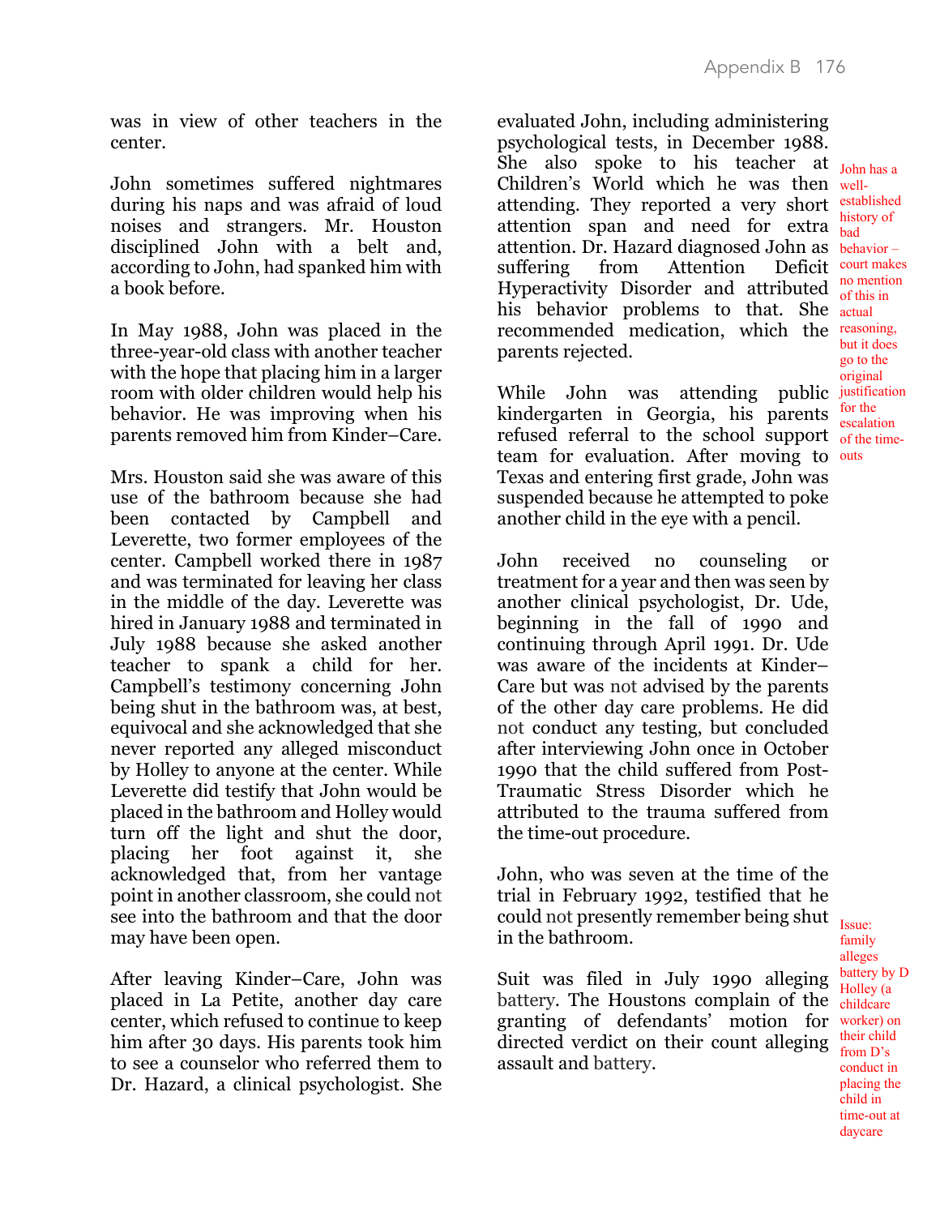was in view of other teachers in the center.

John sometimes suffered nightmares during his naps and was afraid of loud noises and strangers. Mr. Houston disciplined John with a belt and, according to John, had spanked him with a book before.

In May 1988, John was placed in the three-year-old class with another teacher with the hope that placing him in a larger room with older children would help his behavior. He was improving when his parents removed him from Kinder–Care.

Mrs. Houston said she was aware of this use of the bathroom because she had been contacted by Campbell and Leverette, two former employees of the center. Campbell worked there in 1987 and was terminated for leaving her class in the middle of the day. Leverette was hired in January 1988 and terminated in July 1988 because she asked another teacher to spank a child for her. Campbell's testimony concerning John being shut in the bathroom was, at best, equivocal and she acknowledged that she never reported any alleged misconduct by Holley to anyone at the center. While Leverette did testify that John would be placed in the bathroom and Holley would turn off the light and shut the door, placing her foot against it, she acknowledged that, from her vantage point in another classroom, she could not see into the bathroom and that the door may have been open.

After leaving Kinder–Care, John was placed in La Petite, another day care center, which refused to continue to keep him after 30 days. His parents took him to see a counselor who referred them to Dr. Hazard, a clinical psychologist. She evaluated John, including administering psychological tests, in December 1988. She also spoke to his teacher at Children's World which he was then attending. They reported a very short attention span and need for extra attention. Dr. Hazard diagnosed John as suffering from Attention Deficit Hyperactivity Disorder and attributed his behavior problems to that. She recommended medication, which the parents rejected.

John has a well-established history of bad behavior – court makes no mention of this in actual reasoning, but it does go to the original justification for the escalation of the time-outs

While John was attending public kindergarten in Georgia, his parents refused referral to the school support team for evaluation. After moving to Texas and entering first grade, John was suspended because he attempted to poke another child in the eye with a pencil.

John received no counseling or treatment for a year and then was seen by another clinical psychologist, Dr. Ude, beginning in the fall of 1990 and continuing through April 1991. Dr. Ude was aware of the incidents at Kinder–Care but was not advised by the parents of the other day care problems. He did not conduct any testing, but concluded after interviewing John once in October 1990 that the child suffered from Post-Traumatic Stress Disorder which he attributed to the trauma suffered from the time-out procedure.

John, who was seven at the time of the trial in February 1992, testified that he could not presently remember being shut in the bathroom.

Suit was filed in July 1990 alleging battery. The Houstons complain of the granting of defendants' motion for directed verdict on their count alleging assault and battery.

Issue: family alleges battery by D Holley (a childcare worker) on their child from D's conduct in placing the child in time-out at daycare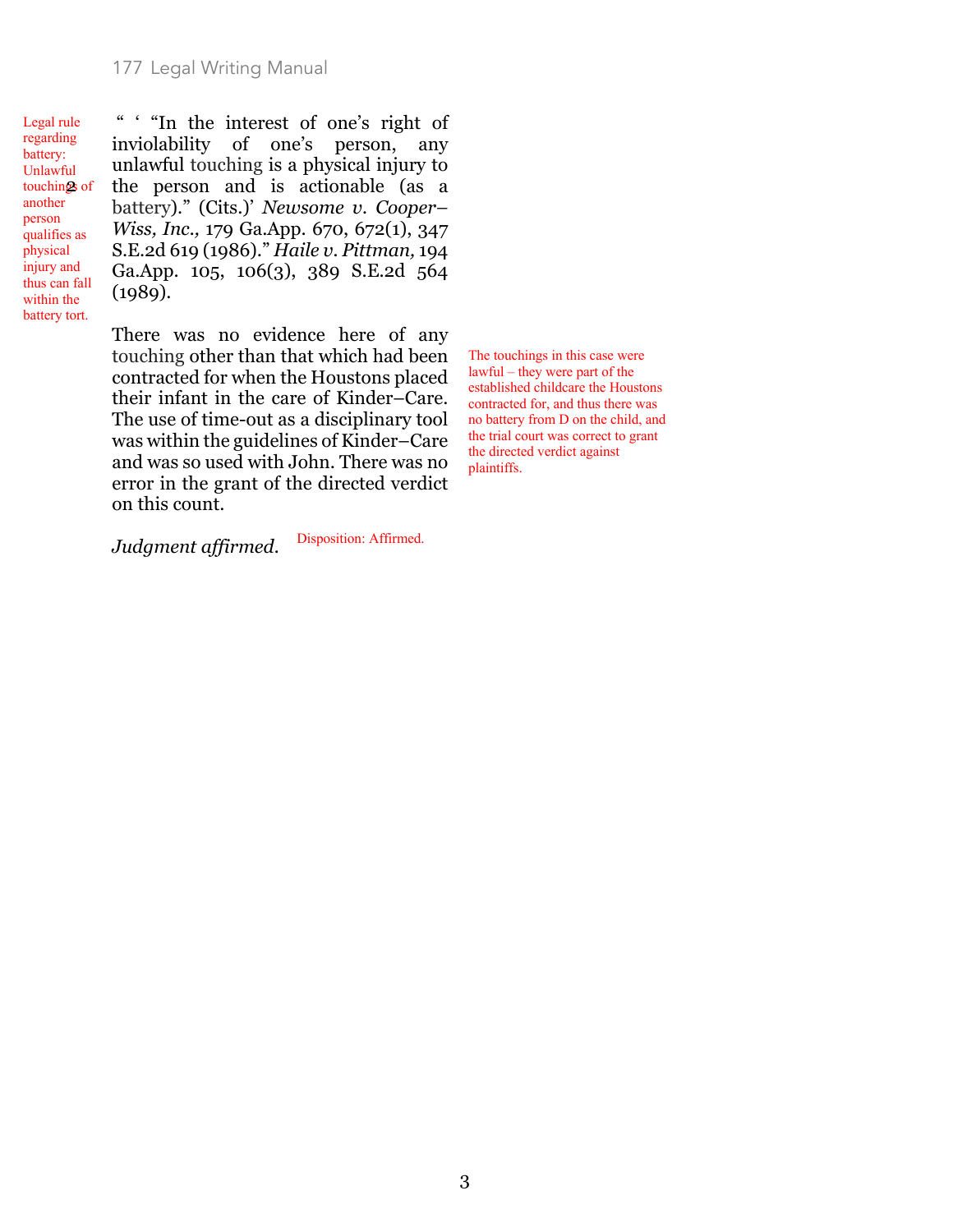Legal rule regarding battery: Unlawful touchings of another person qualifies as physical injury and thus can fall within the battery tort.

" ' "In the interest of one's right of inviolability of one's person, any unlawful touching is a physical injury to the person and is actionable (as a battery)." (Cits.)' *Newsome v. Cooper–Wiss, Inc.,* 179 Ga.App. 670, 672(1), 347 S.E.2d 619 (1986)." *Haile v. Pittman,* 194 Ga.App. 105, 106(3), 389 S.E.2d 564 (1989).

There was no evidence here of any touching other than that which had been contracted for when the Houstons placed their infant in the care of Kinder–Care. The use of time-out as a disciplinary tool was within the guidelines of Kinder–Care and was so used with John. There was no error in the grant of the directed verdict on this count.

The touchings in this case were lawful – they were part of the established childcare the Houstons contracted for, and thus there was no battery from D on the child, and the trial court was correct to grant the directed verdict against plaintiffs.

*Judgment affirmed.*

Disposition: Affirmed.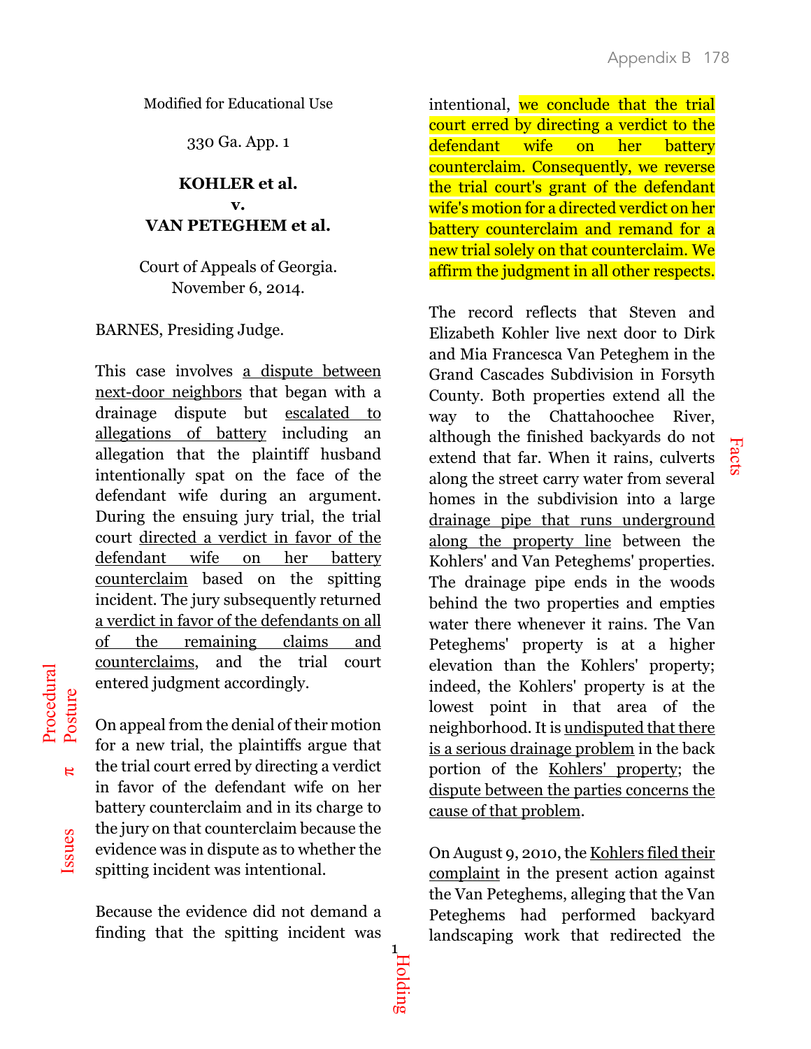Modified for Educational Use

330 Ga. App. 1

**KOHLER et al.**
**v.**
**VAN PETEGHEM et al.**

Court of Appeals of Georgia.
November 6, 2014.

BARNES, Presiding Judge.

This case involves a dispute between next-door neighbors that began with a drainage dispute but escalated to allegations of battery including an allegation that the plaintiff husband intentionally spat on the face of the defendant wife during an argument. During the ensuing jury trial, the trial court directed a verdict in favor of the defendant wife on her battery counterclaim based on the spitting incident. The jury subsequently returned a verdict in favor of the defendants on all of the remaining claims and counterclaims, and the trial court entered judgment accordingly.

On appeal from the denial of their motion for a new trial, the plaintiffs argue that the trial court erred by directing a verdict in favor of the defendant wife on her battery counterclaim and in its charge to the jury on that counterclaim because the evidence was in dispute as to whether the spitting incident was intentional.

Because the evidence did not demand a finding that the spitting incident was intentional, we conclude that the trial court erred by directing a verdict to the defendant wife on her battery counterclaim. Consequently, we reverse the trial court's grant of the defendant wife's motion for a directed verdict on her battery counterclaim and remand for a new trial solely on that counterclaim. We affirm the judgment in all other respects.

The record reflects that Steven and Elizabeth Kohler live next door to Dirk and Mia Francesca Van Peteghem in the Grand Cascades Subdivision in Forsyth County. Both properties extend all the way to the Chattahoochee River, although the finished backyards do not extend that far. When it rains, culverts along the street carry water from several homes in the subdivision into a large drainage pipe that runs underground along the property line between the Kohlers' and Van Peteghems' properties. The drainage pipe ends in the woods behind the two properties and empties water there whenever it rains. The Van Peteghems' property is at a higher elevation than the Kohlers' property; indeed, the Kohlers' property is at the lowest point in that area of the neighborhood. It is undisputed that there is a serious drainage problem in the back portion of the Kohlers' property; the dispute between the parties concerns the cause of that problem.

On August 9, 2010, the Kohlers filed their complaint in the present action against the Van Peteghems, alleging that the Van Peteghems had performed backyard landscaping work that redirected the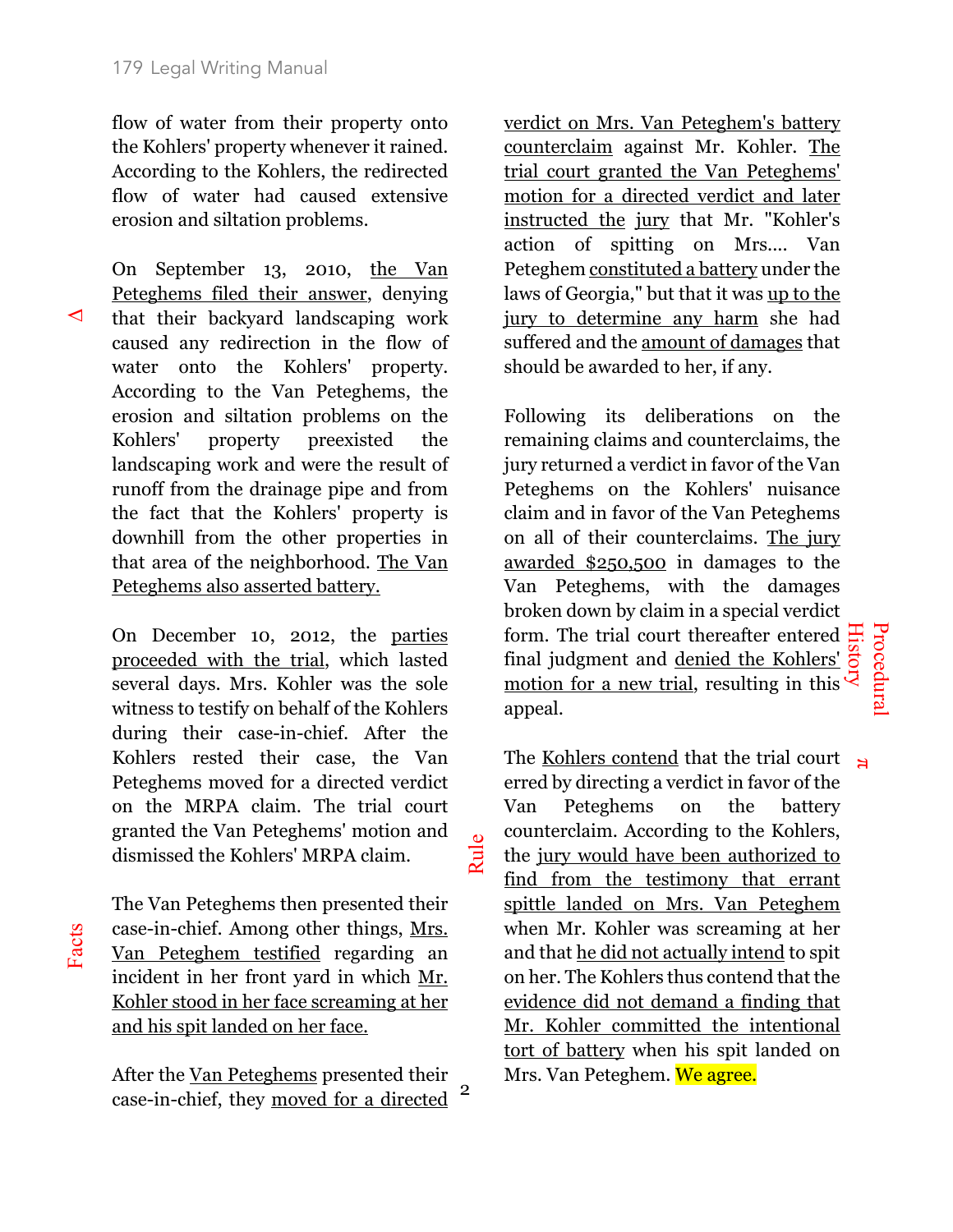flow of water from their property onto the Kohlers' property whenever it rained. According to the Kohlers, the redirected flow of water had caused extensive erosion and siltation problems.

On September 13, 2010, the Van Peteghems filed their answer, denying that their backyard landscaping work caused any redirection in the flow of water onto the Kohlers' property. According to the Van Peteghems, the erosion and siltation problems on the Kohlers' property preexisted the landscaping work and were the result of runoff from the drainage pipe and from the fact that the Kohlers' property is downhill from the other properties in that area of the neighborhood. The Van Peteghems also asserted battery.

On December 10, 2012, the parties proceeded with the trial, which lasted several days. Mrs. Kohler was the sole witness to testify on behalf of the Kohlers during their case-in-chief. After the Kohlers rested their case, the Van Peteghems moved for a directed verdict on the MRPA claim. The trial court granted the Van Peteghems' motion and dismissed the Kohlers' MRPA claim.

The Van Peteghems then presented their case-in-chief. Among other things, Mrs. Van Peteghem testified regarding an incident in her front yard in which Mr. Kohler stood in her face screaming at her and his spit landed on her face.

After the Van Peteghems presented their case-in-chief, they moved for a directed verdict on Mrs. Van Peteghem's battery counterclaim against Mr. Kohler. The trial court granted the Van Peteghems' motion for a directed verdict and later instructed the jury that Mr. "Kohler's action of spitting on Mrs.... Van Peteghem constituted a battery under the laws of Georgia," but that it was up to the jury to determine any harm she had suffered and the amount of damages that should be awarded to her, if any.

Following its deliberations on the remaining claims and counterclaims, the jury returned a verdict in favor of the Van Peteghems on the Kohlers' nuisance claim and in favor of the Van Peteghems on all of their counterclaims. The jury awarded $250,500 in damages to the Van Peteghems, with the damages broken down by claim in a special verdict form. The trial court thereafter entered final judgment and denied the Kohlers' motion for a new trial, resulting in this appeal.

The Kohlers contend that the trial court erred by directing a verdict in favor of the Van Peteghems on the battery counterclaim. According to the Kohlers, the jury would have been authorized to find from the testimony that errant spittle landed on Mrs. Van Peteghem when Mr. Kohler was screaming at her and that he did not actually intend to spit on her. The Kohlers thus contend that the evidence did not demand a finding that Mr. Kohler committed the intentional tort of battery when his spit landed on Mrs. Van Peteghem. We agree.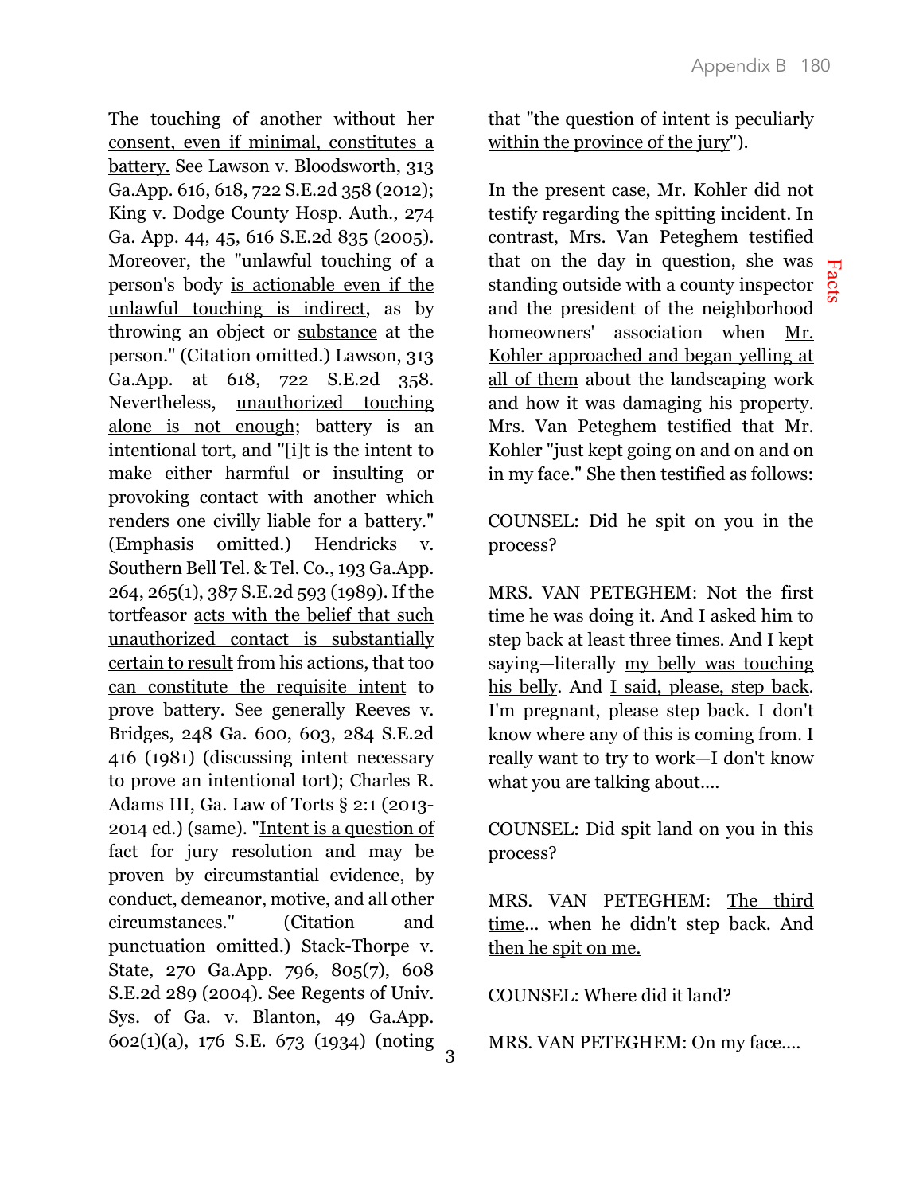The touching of another without her consent, even if minimal, constitutes a battery. See Lawson v. Bloodsworth, 313 Ga.App. 616, 618, 722 S.E.2d 358 (2012); King v. Dodge County Hosp. Auth., 274 Ga. App. 44, 45, 616 S.E.2d 835 (2005). Moreover, the "unlawful touching of a person's body is actionable even if the unlawful touching is indirect, as by throwing an object or substance at the person." (Citation omitted.) Lawson, 313 Ga.App. at 618, 722 S.E.2d 358. Nevertheless, unauthorized touching alone is not enough; battery is an intentional tort, and "[i]t is the intent to make either harmful or insulting or provoking contact with another which renders one civilly liable for a battery." (Emphasis omitted.) Hendricks v. Southern Bell Tel. & Tel. Co., 193 Ga.App. 264, 265(1), 387 S.E.2d 593 (1989). If the tortfeasor acts with the belief that such unauthorized contact is substantially certain to result from his actions, that too can constitute the requisite intent to prove battery. See generally Reeves v. Bridges, 248 Ga. 600, 603, 284 S.E.2d 416 (1981) (discussing intent necessary to prove an intentional tort); Charles R. Adams III, Ga. Law of Torts § 2:1 (2013-2014 ed.) (same). "Intent is a question of fact for jury resolution and may be proven by circumstantial evidence, by conduct, demeanor, motive, and all other circumstances." (Citation and punctuation omitted.) Stack-Thorpe v. State, 270 Ga.App. 796, 805(7), 608 S.E.2d 289 (2004). See Regents of Univ. Sys. of Ga. v. Blanton, 49 Ga.App. 602(1)(a), 176 S.E. 673 (1934) (noting that "the question of intent is peculiarly within the province of the jury").

Facts

In the present case, Mr. Kohler did not testify regarding the spitting incident. In contrast, Mrs. Van Peteghem testified that on the day in question, she was standing outside with a county inspector and the president of the neighborhood homeowners' association when Mr. Kohler approached and began yelling at all of them about the landscaping work and how it was damaging his property. Mrs. Van Peteghem testified that Mr. Kohler "just kept going on and on and on in my face." She then testified as follows:

COUNSEL: Did he spit on you in the process?

MRS. VAN PETEGHEM: Not the first time he was doing it. And I asked him to step back at least three times. And I kept saying—literally my belly was touching his belly. And I said, please, step back. I'm pregnant, please step back. I don't know where any of this is coming from. I really want to try to work—I don't know what you are talking about....

COUNSEL: Did spit land on you in this process?

MRS. VAN PETEGHEM: The third time... when he didn't step back. And then he spit on me.

COUNSEL: Where did it land?

MRS. VAN PETEGHEM: On my face....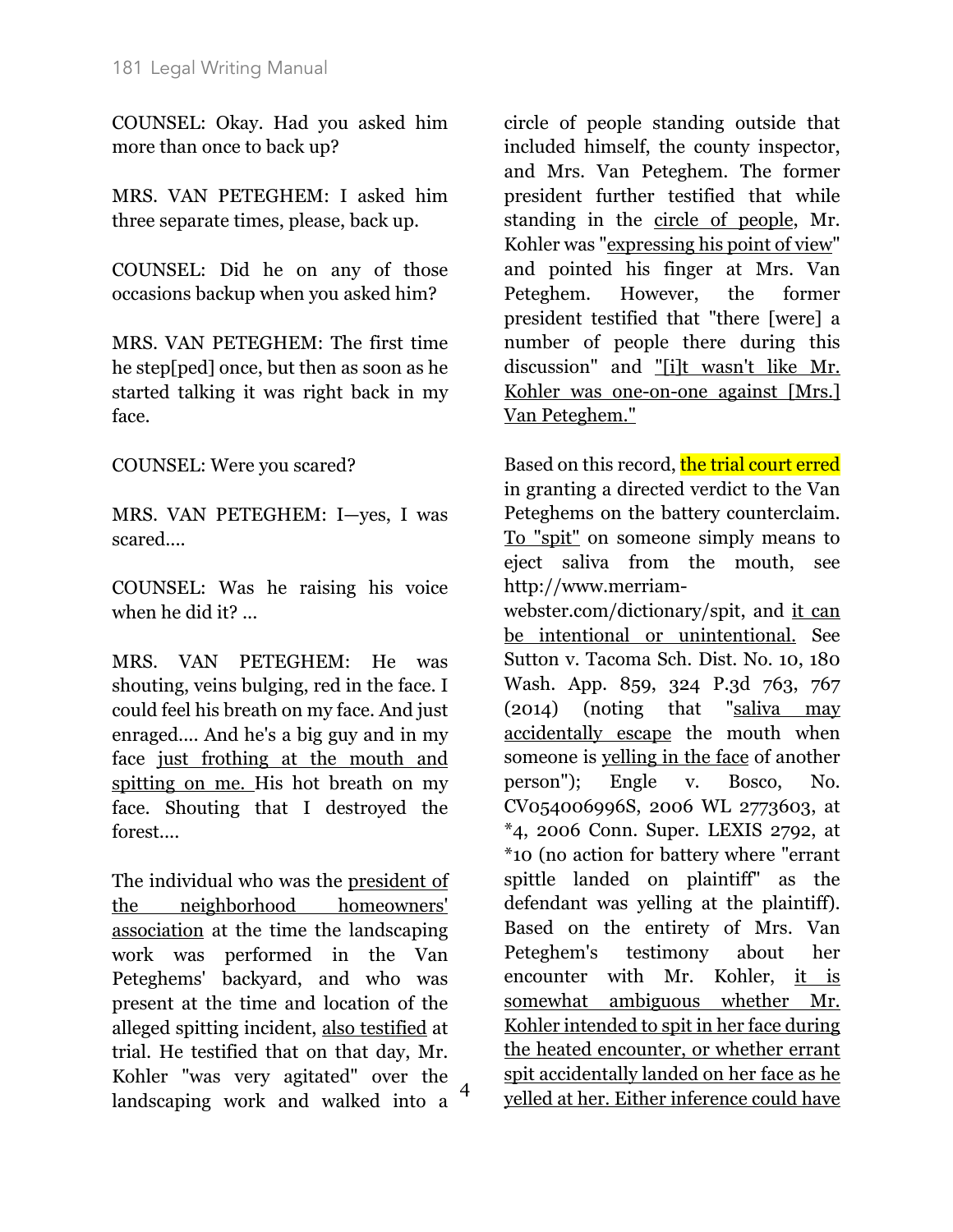COUNSEL: Okay. Had you asked him more than once to back up?

MRS. VAN PETEGHEM: I asked him three separate times, please, back up.

COUNSEL: Did he on any of those occasions backup when you asked him?

MRS. VAN PETEGHEM: The first time he step[ped] once, but then as soon as he started talking it was right back in my face.

COUNSEL: Were you scared?

MRS. VAN PETEGHEM: I—yes, I was scared....

COUNSEL: Was he raising his voice when he did it? ...

MRS. VAN PETEGHEM: He was shouting, veins bulging, red in the face. I could feel his breath on my face. And just enraged.... And he's a big guy and in my face just frothing at the mouth and spitting on me. His hot breath on my face. Shouting that I destroyed the forest....

The individual who was the president of the neighborhood homeowners' association at the time the landscaping work was performed in the Van Peteghems' backyard, and who was present at the time and location of the alleged spitting incident, also testified at trial. He testified that on that day, Mr. Kohler "was very agitated" over the landscaping work and walked into a circle of people standing outside that included himself, the county inspector, and Mrs. Van Peteghem. The former president further testified that while standing in the circle of people, Mr. Kohler was "expressing his point of view" and pointed his finger at Mrs. Van Peteghem. However, the former president testified that "there [were] a number of people there during this discussion" and "[i]t wasn't like Mr. Kohler was one-on-one against [Mrs.] Van Peteghem."

Based on this record, the trial court erred in granting a directed verdict to the Van Peteghems on the battery counterclaim. To "spit" on someone simply means to eject saliva from the mouth, see http://www.merriam-webster.com/dictionary/spit, and it can be intentional or unintentional. See Sutton v. Tacoma Sch. Dist. No. 10, 180 Wash. App. 859, 324 P.3d 763, 767 (2014) (noting that "saliva may accidentally escape the mouth when someone is yelling in the face of another person"); Engle v. Bosco, No. CV054006996S, 2006 WL 2773603, at *4, 2006 Conn. Super. LEXIS 2792, at *10 (no action for battery where "errant spittle landed on plaintiff" as the defendant was yelling at the plaintiff). Based on the entirety of Mrs. Van Peteghem's testimony about her encounter with Mr. Kohler, it is somewhat ambiguous whether Mr. Kohler intended to spit in her face during the heated encounter, or whether errant spit accidentally landed on her face as he yelled at her. Either inference could have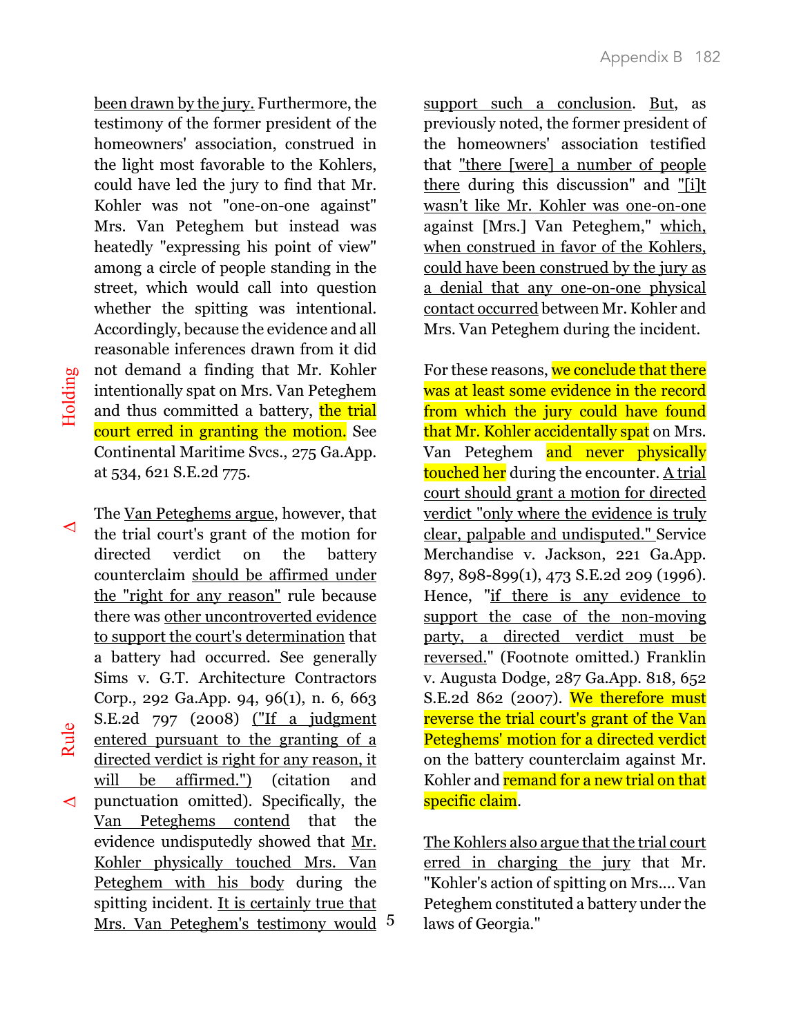been drawn by the jury. Furthermore, the testimony of the former president of the homeowners' association, construed in the light most favorable to the Kohlers, could have led the jury to find that Mr. Kohler was not "one-on-one against" Mrs. Van Peteghem but instead was heatedly "expressing his point of view" among a circle of people standing in the street, which would call into question whether the spitting was intentional. Accordingly, because the evidence and all reasonable inferences drawn from it did not demand a finding that Mr. Kohler intentionally spat on Mrs. Van Peteghem and thus committed a battery, the trial court erred in granting the motion. See Continental Maritime Svcs., 275 Ga.App. at 534, 621 S.E.2d 775.

Holding

The Van Peteghems argue, however, that the trial court's grant of the motion for directed verdict on the battery counterclaim should be affirmed under the "right for any reason" rule because there was other uncontroverted evidence to support the court's determination that a battery had occurred. See generally Sims v. G.T. Architecture Contractors Corp., 292 Ga.App. 94, 96(1), n. 6, 663 S.E.2d 797 (2008) ("If a judgment entered pursuant to the granting of a directed verdict is right for any reason, it will be affirmed.") (citation and punctuation omitted). Specifically, the Van Peteghems contend that the evidence undisputedly showed that Mr. Kohler physically touched Mrs. Van Peteghem with his body during the spitting incident. It is certainly true that Mrs. Van Peteghem's testimony would[5] support such a conclusion. But, as previously noted, the former president of the homeowners' association testified that "there [were] a number of people there during this discussion" and "[i]t wasn't like Mr. Kohler was one-on-one against [Mrs.] Van Peteghem," which, when construed in favor of the Kohlers, could have been construed by the jury as a denial that any one-on-one physical contact occurred between Mr. Kohler and Mrs. Van Peteghem during the incident.

Δ

Rule

Δ

For these reasons, we conclude that there was at least some evidence in the record from which the jury could have found that Mr. Kohler accidentally spat on Mrs. Van Peteghem and never physically touched her during the encounter. A trial court should grant a motion for directed verdict "only where the evidence is truly clear, palpable and undisputed." Service Merchandise v. Jackson, 221 Ga.App. 897, 898-899(1), 473 S.E.2d 209 (1996). Hence, "if there is any evidence to support the case of the non-moving party, a directed verdict must be reversed." (Footnote omitted.) Franklin v. Augusta Dodge, 287 Ga.App. 818, 652 S.E.2d 862 (2007). We therefore must reverse the trial court's grant of the Van Peteghems' motion for a directed verdict on the battery counterclaim against Mr. Kohler and remand for a new trial on that specific claim.

The Kohlers also argue that the trial court erred in charging the jury that Mr. "Kohler's action of spitting on Mrs.... Van Peteghem constituted a battery under the laws of Georgia."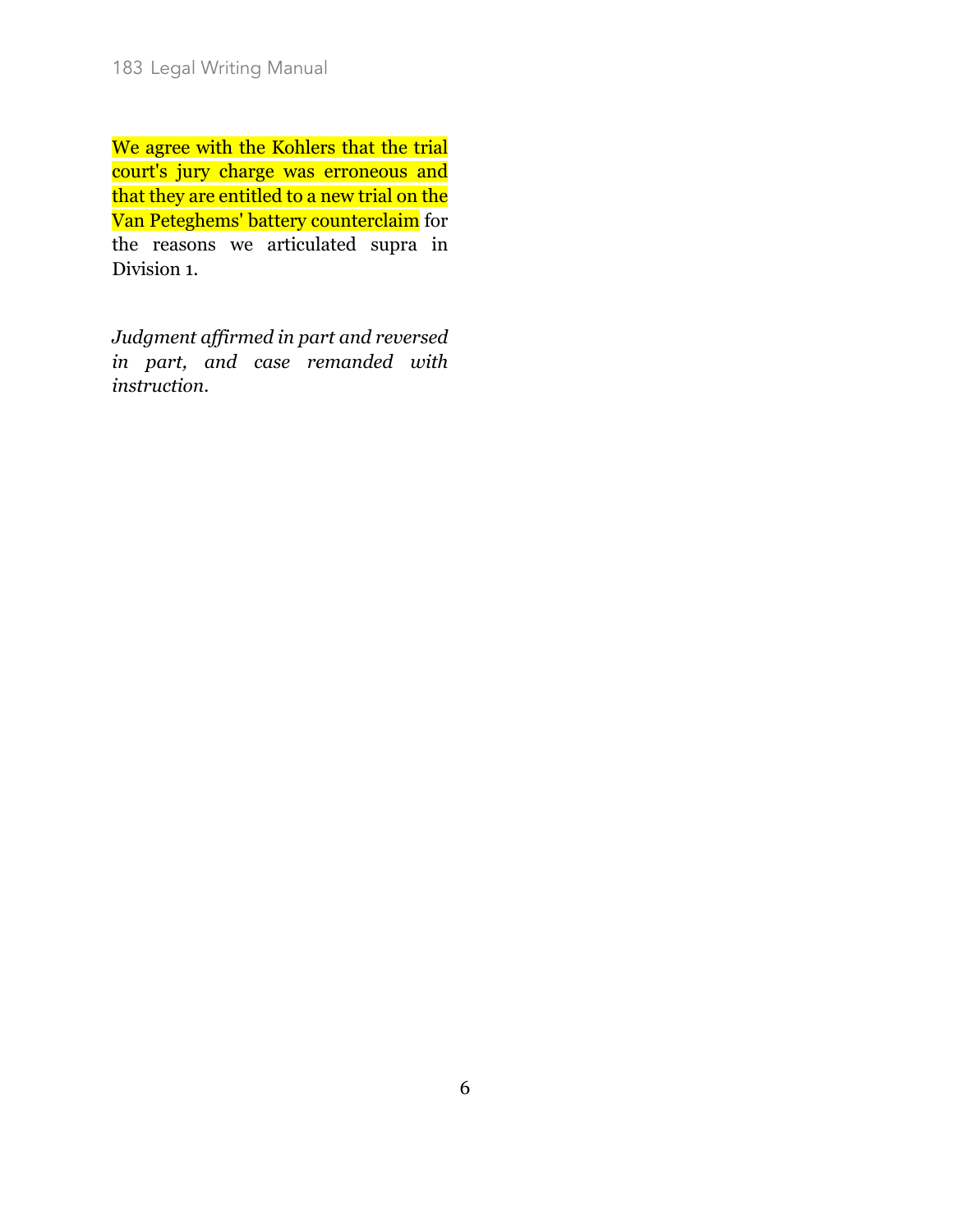We agree with the Kohlers that the trial court's jury charge was erroneous and that they are entitled to a new trial on the Van Peteghems' battery counterclaim for the reasons we articulated supra in Division 1.

*Judgment affirmed in part and reversed in part, and case remanded with instruction.*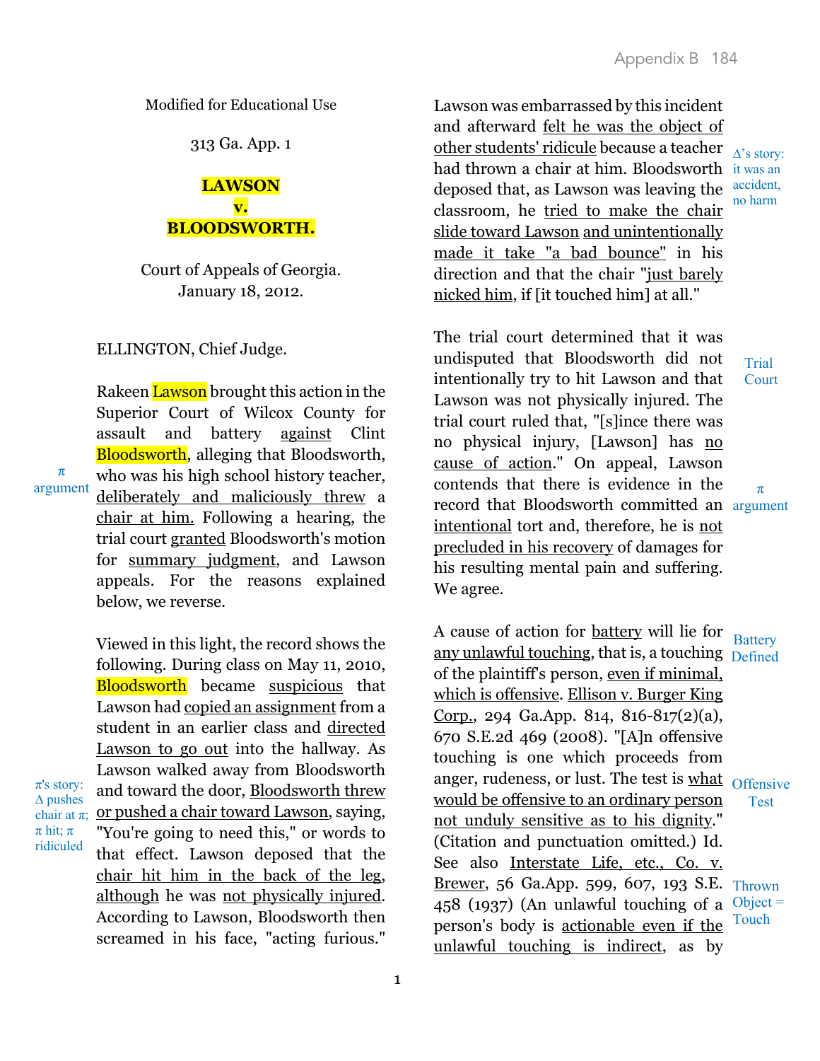Modified for Educational Use

313 Ga. App. 1

**LAWSON**
**v.**
**BLOODSWORTH.**

Court of Appeals of Georgia.
January 18, 2012.

ELLINGTON, Chief Judge.

π argument

Rakeen Lawson brought this action in the Superior Court of Wilcox County for assault and battery against Clint Bloodsworth, alleging that Bloodsworth, who was his high school history teacher, deliberately and maliciously threw a chair at him. Following a hearing, the trial court granted Bloodsworth's motion for summary judgment, and Lawson appeals. For the reasons explained below, we reverse.

π's story: Δ pushes chair at π; π hit; π ridiculed

Viewed in this light, the record shows the following. During class on May 11, 2010, Bloodsworth became suspicious that Lawson had copied an assignment from a student in an earlier class and directed Lawson to go out into the hallway. As Lawson walked away from Bloodsworth and toward the door, Bloodsworth threw or pushed a chair toward Lawson, saying, "You're going to need this," or words to that effect. Lawson deposed that the chair hit him in the back of the leg, although he was not physically injured. According to Lawson, Bloodsworth then screamed in his face, "acting furious." Lawson was embarrassed by this incident and afterward felt he was the object of other students' ridicule because a teacher had thrown a chair at him. Bloodsworth deposed that, as Lawson was leaving the classroom, he tried to make the chair slide toward Lawson and unintentionally made it take "a bad bounce" in his direction and that the chair "just barely nicked him, if [it touched him] at all."

Δ's story: it was an accident, no harm

Trial Court

The trial court determined that it was undisputed that Bloodsworth did not intentionally try to hit Lawson and that Lawson was not physically injured. The trial court ruled that, "[s]ince there was no physical injury, [Lawson] has no cause of action." On appeal, Lawson contends that there is evidence in the record that Bloodsworth committed an intentional tort and, therefore, he is not precluded in his recovery of damages for his resulting mental pain and suffering. We agree.

π argument

Battery Defined

A cause of action for battery will lie for any unlawful touching, that is, a touching of the plaintiff's person, even if minimal, which is offensive. Ellison v. Burger King Corp., 294 Ga.App. 814, 816-817(2)(a), 670 S.E.2d 469 (2008). "[A]n offensive touching is one which proceeds from anger, rudeness, or lust. The test is what would be offensive to an ordinary person not unduly sensitive as to his dignity." (Citation and punctuation omitted.) Id. See also Interstate Life, etc., Co. v. Brewer, 56 Ga.App. 599, 607, 193 S.E. 458 (1937) (An unlawful touching of a person's body is actionable even if the unlawful touching is indirect, as by

Offensive Test

Thrown Object = Touch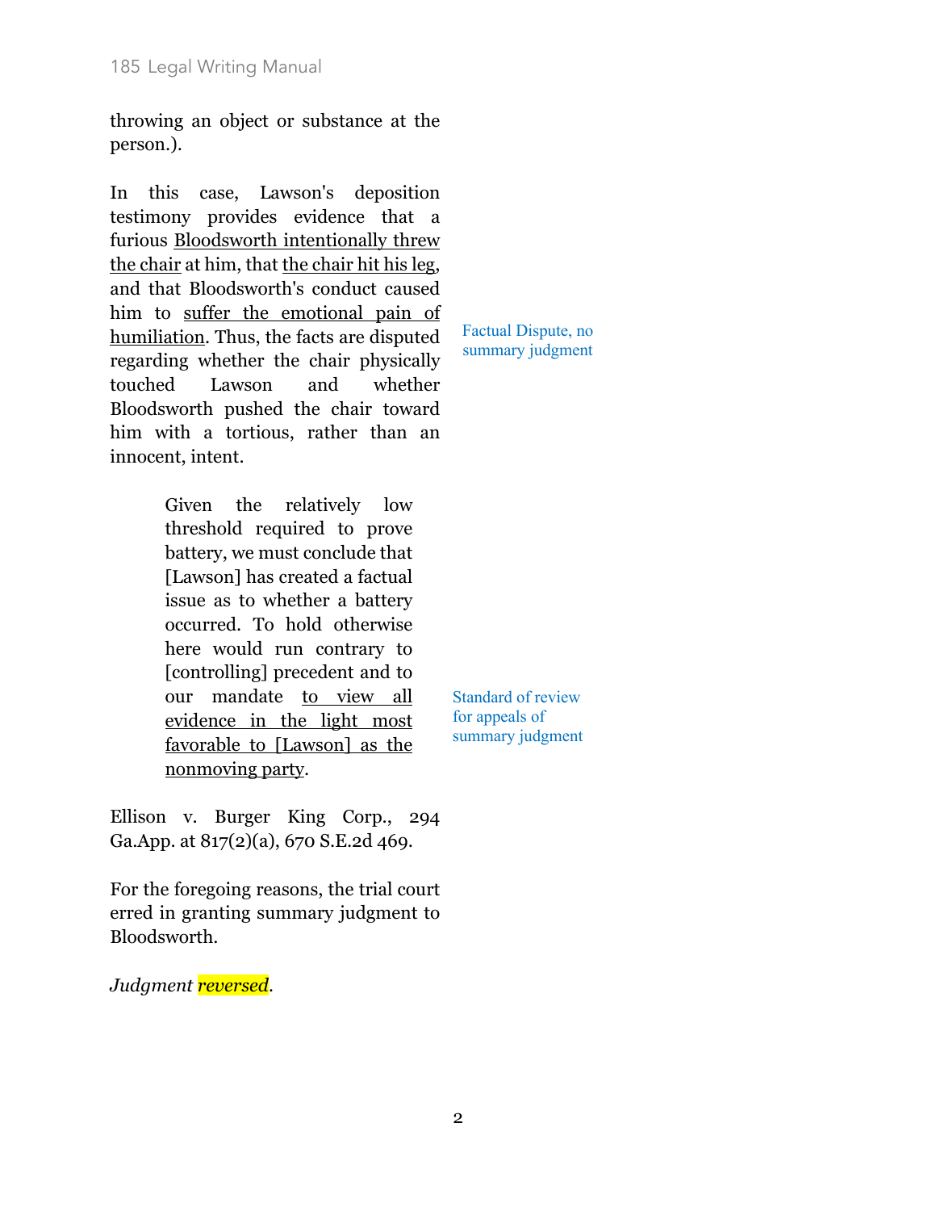throwing an object or substance at the person.).

In this case, Lawson's deposition testimony provides evidence that a furious <u>Bloodsworth intentionally threw the chair</u> at him, that <u>the chair hit his leg</u>, and that Bloodsworth's conduct caused him to <u>suffer the emotional pain of humiliation</u>. Thus, the facts are disputed regarding whether the chair physically touched Lawson and whether Bloodsworth pushed the chair toward him with a tortious, rather than an innocent, intent.

Factual Dispute, no summary judgment

> Given the relatively low threshold required to prove battery, we must conclude that [Lawson] has created a factual issue as to whether a battery occurred. To hold otherwise here would run contrary to [controlling] precedent and to our mandate <u>to view all evidence in the light most favorable to [Lawson] as the nonmoving party</u>.

Standard of review for appeals of summary judgment

Ellison v. Burger King Corp., 294 Ga.App. at 817(2)(a), 670 S.E.2d 469.

For the foregoing reasons, the trial court erred in granting summary judgment to Bloodsworth.

*Judgment reversed.*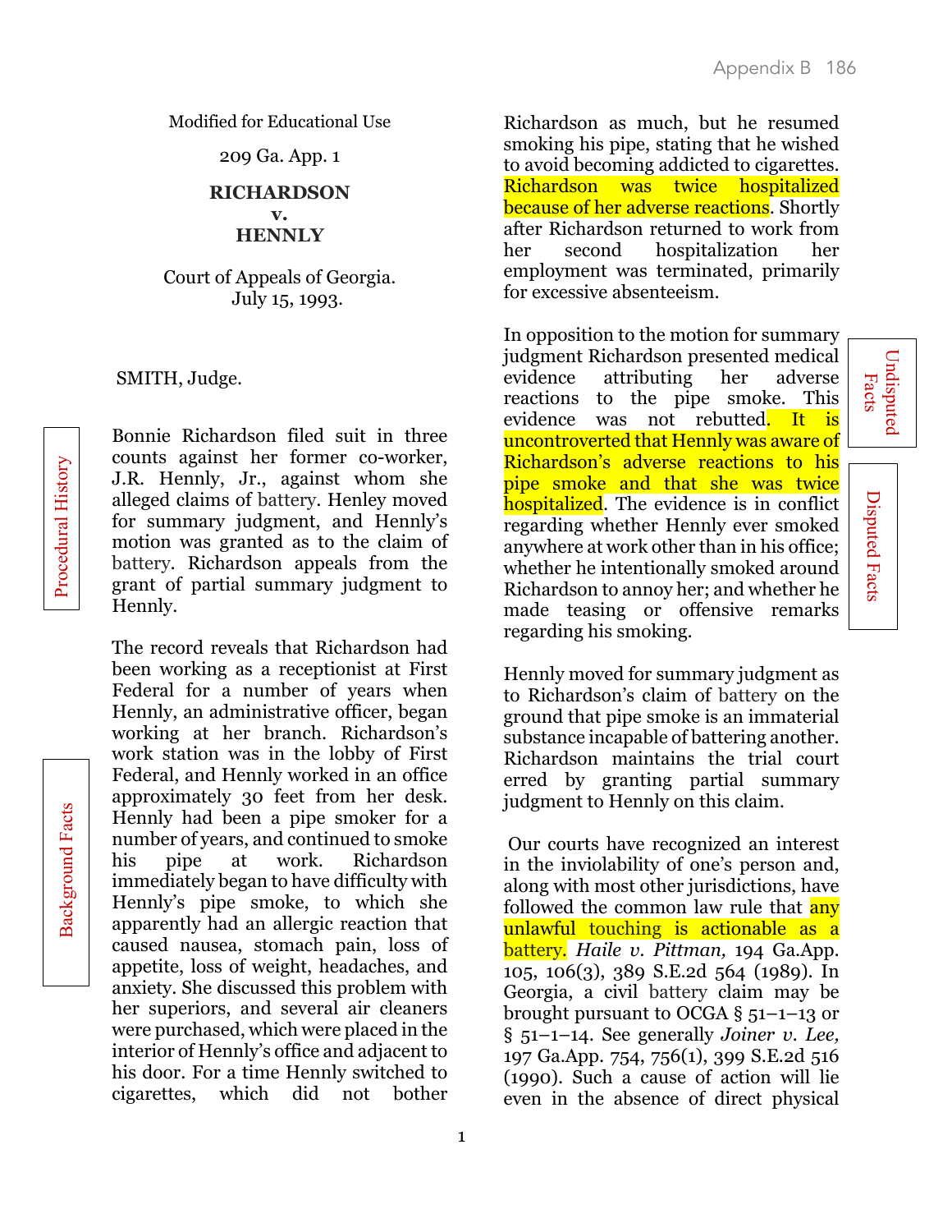Modified for Educational Use

209 Ga. App. 1

**RICHARDSON**
**v.**
**HENNLY**

Court of Appeals of Georgia.
July 15, 1993.

SMITH, Judge.

Procedural History

Bonnie Richardson filed suit in three counts against her former co-worker, J.R. Hennly, Jr., against whom she alleged claims of battery. Henley moved for summary judgment, and Hennly's motion was granted as to the claim of battery. Richardson appeals from the grant of partial summary judgment to Hennly.

Background Facts

The record reveals that Richardson had been working as a receptionist at First Federal for a number of years when Hennly, an administrative officer, began working at her branch. Richardson's work station was in the lobby of First Federal, and Hennly worked in an office approximately 30 feet from her desk. Hennly had been a pipe smoker for a number of years, and continued to smoke his pipe at work. Richardson immediately began to have difficulty with Hennly's pipe smoke, to which she apparently had an allergic reaction that caused nausea, stomach pain, loss of appetite, loss of weight, headaches, and anxiety. She discussed this problem with her superiors, and several air cleaners were purchased, which were placed in the interior of Hennly's office and adjacent to his door. For a time Hennly switched to cigarettes, which did not bother Richardson as much, but he resumed smoking his pipe, stating that he wished to avoid becoming addicted to cigarettes. Richardson was twice hospitalized because of her adverse reactions. Shortly after Richardson returned to work from her second hospitalization her employment was terminated, primarily for excessive absenteeism.

Undisputed Facts

In opposition to the motion for summary judgment Richardson presented medical evidence attributing her adverse reactions to the pipe smoke. This evidence was not rebutted. It is uncontroverted that Hennly was aware of Richardson's adverse reactions to his pipe smoke and that she was twice hospitalized.

Disputed Facts

The evidence is in conflict regarding whether Hennly ever smoked anywhere at work other than in his office; whether he intentionally smoked around Richardson to annoy her; and whether he made teasing or offensive remarks regarding his smoking.

Hennly moved for summary judgment as to Richardson's claim of battery on the ground that pipe smoke is an immaterial substance incapable of battering another. Richardson maintains the trial court erred by granting partial summary judgment to Hennly on this claim.

Our courts have recognized an interest in the inviolability of one's person and, along with most other jurisdictions, have followed the common law rule that any unlawful touching is actionable as a battery. *Haile v. Pittman,* 194 Ga.App. 105, 106(3), 389 S.E.2d 564 (1989). In Georgia, a civil battery claim may be brought pursuant to OCGA § 51–1–13 or § 51–1–14. See generally *Joiner v. Lee,* 197 Ga.App. 754, 756(1), 399 S.E.2d 516 (1990). Such a cause of action will lie even in the absence of direct physical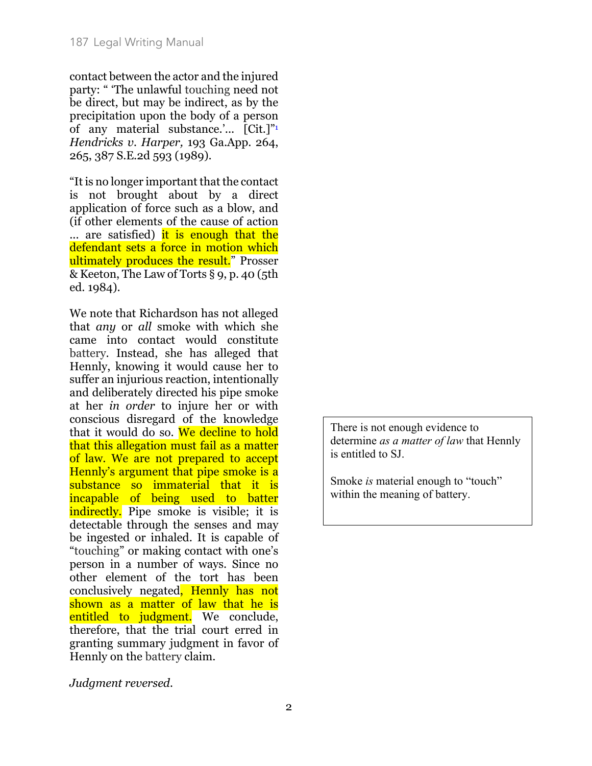contact between the actor and the injured party: " 'The unlawful touching need not be direct, but may be indirect, as by the precipitation upon the body of a person of any material substance.'... [Cit.]"[1] *Hendricks v. Harper,* 193 Ga.App. 264, 265, 387 S.E.2d 593 (1989).

"It is no longer important that the contact is not brought about by a direct application of force such as a blow, and (if other elements of the cause of action ... are satisfied) it is enough that the defendant sets a force in motion which ultimately produces the result." Prosser & Keeton, The Law of Torts § 9, p. 40 (5th ed. 1984).

We note that Richardson has not alleged that *any* or *all* smoke with which she came into contact would constitute battery. Instead, she has alleged that Hennly, knowing it would cause her to suffer an injurious reaction, intentionally and deliberately directed his pipe smoke at her *in order* to injure her or with conscious disregard of the knowledge that it would do so. We decline to hold that this allegation must fail as a matter of law. We are not prepared to accept Hennly's argument that pipe smoke is a substance so immaterial that it is incapable of being used to batter indirectly. Pipe smoke is visible; it is detectable through the senses and may be ingested or inhaled. It is capable of "touching" or making contact with one's person in a number of ways. Since no other element of the tort has been conclusively negated, Hennly has not shown as a matter of law that he is entitled to judgment. We conclude, therefore, that the trial court erred in granting summary judgment in favor of Hennly on the battery claim.

*Judgment reversed.*

> There is not enough evidence to determine *as a matter of law* that Hennly is entitled to SJ.
>
> Smoke *is* material enough to "touch" within the meaning of battery.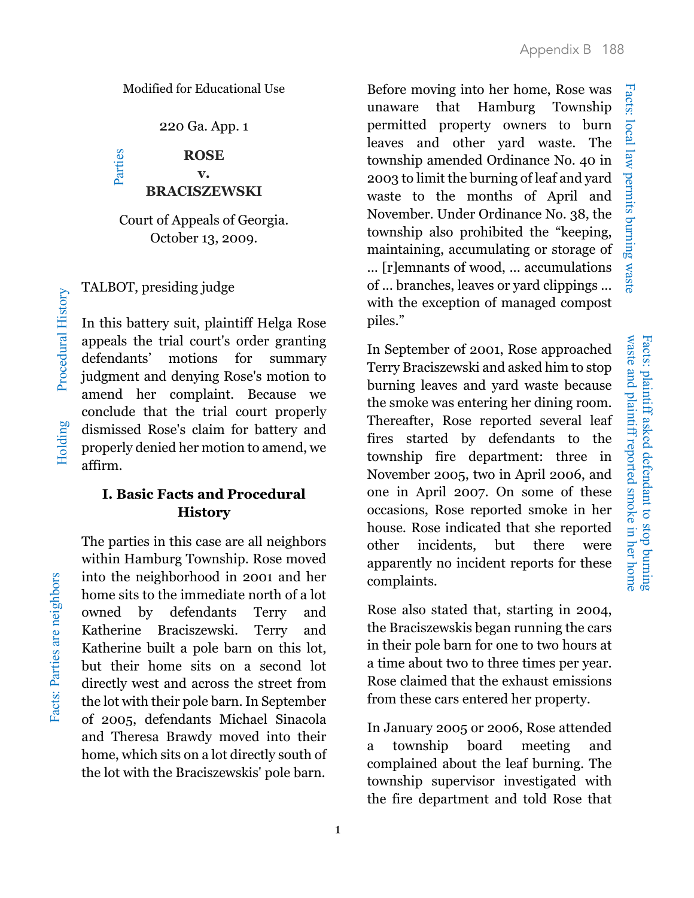Modified for Educational Use

220 Ga. App. 1

**ROSE**
**v.**
**BRACISZEWSKI**

Court of Appeals of Georgia.
October 13, 2009.

TALBOT, presiding judge

In this battery suit, plaintiff Helga Rose appeals the trial court's order granting defendants' motions for summary judgment and denying Rose's motion to amend her complaint. Because we conclude that the trial court properly dismissed Rose's claim for battery and properly denied her motion to amend, we affirm.

## I. Basic Facts and Procedural History

The parties in this case are all neighbors within Hamburg Township. Rose moved into the neighborhood in 2001 and her home sits to the immediate north of a lot owned by defendants Terry and Katherine Braciszewski. Terry and Katherine built a pole barn on this lot, but their home sits on a second lot directly west and across the street from the lot with their pole barn. In September of 2005, defendants Michael Sinacola and Theresa Brawdy moved into their home, which sits on a lot directly south of the lot with the Braciszewskis' pole barn.

Before moving into her home, Rose was unaware that Hamburg Township permitted property owners to burn leaves and other yard waste. The township amended Ordinance No. 40 in 2003 to limit the burning of leaf and yard waste to the months of April and November. Under Ordinance No. 38, the township also prohibited the "keeping, maintaining, accumulating or storage of ... [r]emnants of wood, ... accumulations of ... branches, leaves or yard clippings ... with the exception of managed compost piles."

In September of 2001, Rose approached Terry Braciszewski and asked him to stop burning leaves and yard waste because the smoke was entering her dining room. Thereafter, Rose reported several leaf fires started by defendants to the township fire department: three in November 2005, two in April 2006, and one in April 2007. On some of these occasions, Rose reported smoke in her house. Rose indicated that she reported other incidents, but there were apparently no incident reports for these complaints.

Rose also stated that, starting in 2004, the Braciszewskis began running the cars in their pole barn for one to two hours at a time about two to three times per year. Rose claimed that the exhaust emissions from these cars entered her property.

In January 2005 or 2006, Rose attended a township board meeting and complained about the leaf burning. The township supervisor investigated with the fire department and told Rose that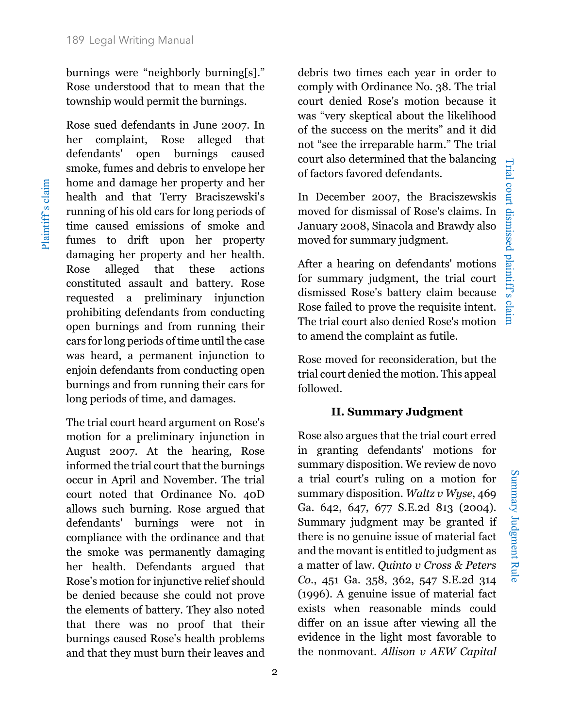burnings were "neighborly burning[s]." Rose understood that to mean that the township would permit the burnings.

Plaintiff's claim

Rose sued defendants in June 2007. In her complaint, Rose alleged that defendants' open burnings caused smoke, fumes and debris to envelope her home and damage her property and her health and that Terry Braciszewski's running of his old cars for long periods of time caused emissions of smoke and fumes to drift upon her property damaging her property and her health. Rose alleged that these actions constituted assault and battery. Rose requested a preliminary injunction prohibiting defendants from conducting open burnings and from running their cars for long periods of time until the case was heard, a permanent injunction to enjoin defendants from conducting open burnings and from running their cars for long periods of time, and damages.

The trial court heard argument on Rose's motion for a preliminary injunction in August 2007. At the hearing, Rose informed the trial court that the burnings occur in April and November. The trial court noted that Ordinance No. 40D allows such burning. Rose argued that defendants' burnings were not in compliance with the ordinance and that the smoke was permanently damaging her health. Defendants argued that Rose's motion for injunctive relief should be denied because she could not prove the elements of battery. They also noted that there was no proof that their burnings caused Rose's health problems and that they must burn their leaves and debris two times each year in order to comply with Ordinance No. 38. The trial court denied Rose's motion because it was "very skeptical about the likelihood of the success on the merits" and it did not "see the irreparable harm." The trial court also determined that the balancing of factors favored defendants.

Trial court dismissed plaintiff's claim

In December 2007, the Braciszewskis moved for dismissal of Rose's claims. In January 2008, Sinacola and Brawdy also moved for summary judgment.

After a hearing on defendants' motions for summary judgment, the trial court dismissed Rose's battery claim because Rose failed to prove the requisite intent. The trial court also denied Rose's motion to amend the complaint as futile.

Rose moved for reconsideration, but the trial court denied the motion. This appeal followed.

## II. Summary Judgment

Summary Judgment Rule

Rose also argues that the trial court erred in granting defendants' motions for summary disposition. We review de novo a trial court's ruling on a motion for summary disposition. *Waltz v Wyse*, 469 Ga. 642, 647, 677 S.E.2d 813 (2004). Summary judgment may be granted if there is no genuine issue of material fact and the movant is entitled to judgment as a matter of law. *Quinto v Cross & Peters Co.*, 451 Ga. 358, 362, 547 S.E.2d 314 (1996). A genuine issue of material fact exists when reasonable minds could differ on an issue after viewing all the evidence in the light most favorable to the nonmovant. *Allison v AEW Capital*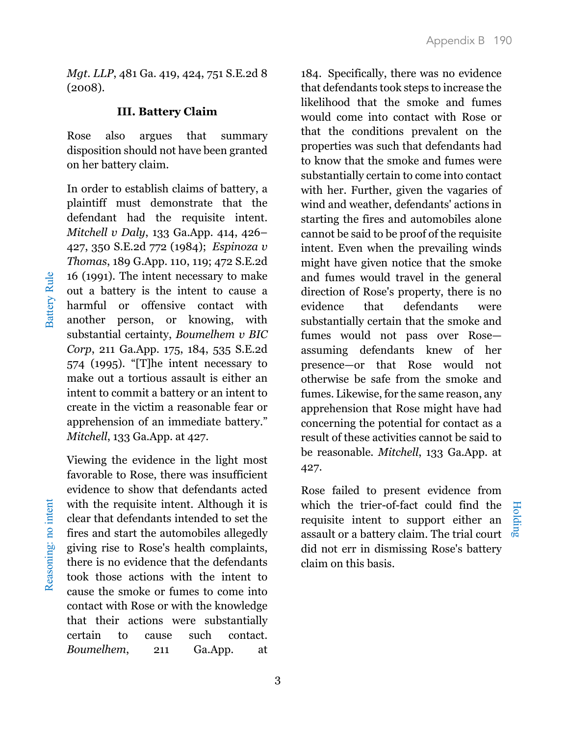*Mgt. LLP*, 481 Ga. 419, 424, 751 S.E.2d 8 (2008).

### III. Battery Claim

Rose also argues that summary disposition should not have been granted on her battery claim.

Battery Rule

In order to establish claims of battery, a plaintiff must demonstrate that the defendant had the requisite intent. *Mitchell v Daly*, 133 Ga.App. 414, 426–427, 350 S.E.2d 772 (1984); *Espinoza v Thomas*, 189 G.App. 110, 119; 472 S.E.2d 16 (1991). The intent necessary to make out a battery is the intent to cause a harmful or offensive contact with another person, or knowing, with substantial certainty, *Boumelhem v BIC Corp*, 211 Ga.App. 175, 184, 535 S.E.2d 574 (1995). "[T]he intent necessary to make out a tortious assault is either an intent to commit a battery or an intent to create in the victim a reasonable fear or apprehension of an immediate battery." *Mitchell*, 133 Ga.App. at 427.

Reasoning: no intent

Viewing the evidence in the light most favorable to Rose, there was insufficient evidence to show that defendants acted with the requisite intent. Although it is clear that defendants intended to set the fires and start the automobiles allegedly giving rise to Rose's health complaints, there is no evidence that the defendants took those actions with the intent to cause the smoke or fumes to come into contact with Rose or with the knowledge that their actions were substantially certain to cause such contact. *Boumelhem*, 211 Ga.App. at 184. Specifically, there was no evidence that defendants took steps to increase the likelihood that the smoke and fumes would come into contact with Rose or that the conditions prevalent on the properties was such that defendants had to know that the smoke and fumes were substantially certain to come into contact with her. Further, given the vagaries of wind and weather, defendants' actions in starting the fires and automobiles alone cannot be said to be proof of the requisite intent. Even when the prevailing winds might have given notice that the smoke and fumes would travel in the general direction of Rose's property, there is no evidence that defendants were substantially certain that the smoke and fumes would not pass over Rose—assuming defendants knew of her presence—or that Rose would not otherwise be safe from the smoke and fumes. Likewise, for the same reason, any apprehension that Rose might have had concerning the potential for contact as a result of these activities cannot be said to be reasonable. *Mitchell*, 133 Ga.App. at 427.

Holding

Rose failed to present evidence from which the trier-of-fact could find the requisite intent to support either an assault or a battery claim. The trial court did not err in dismissing Rose's battery claim on this basis.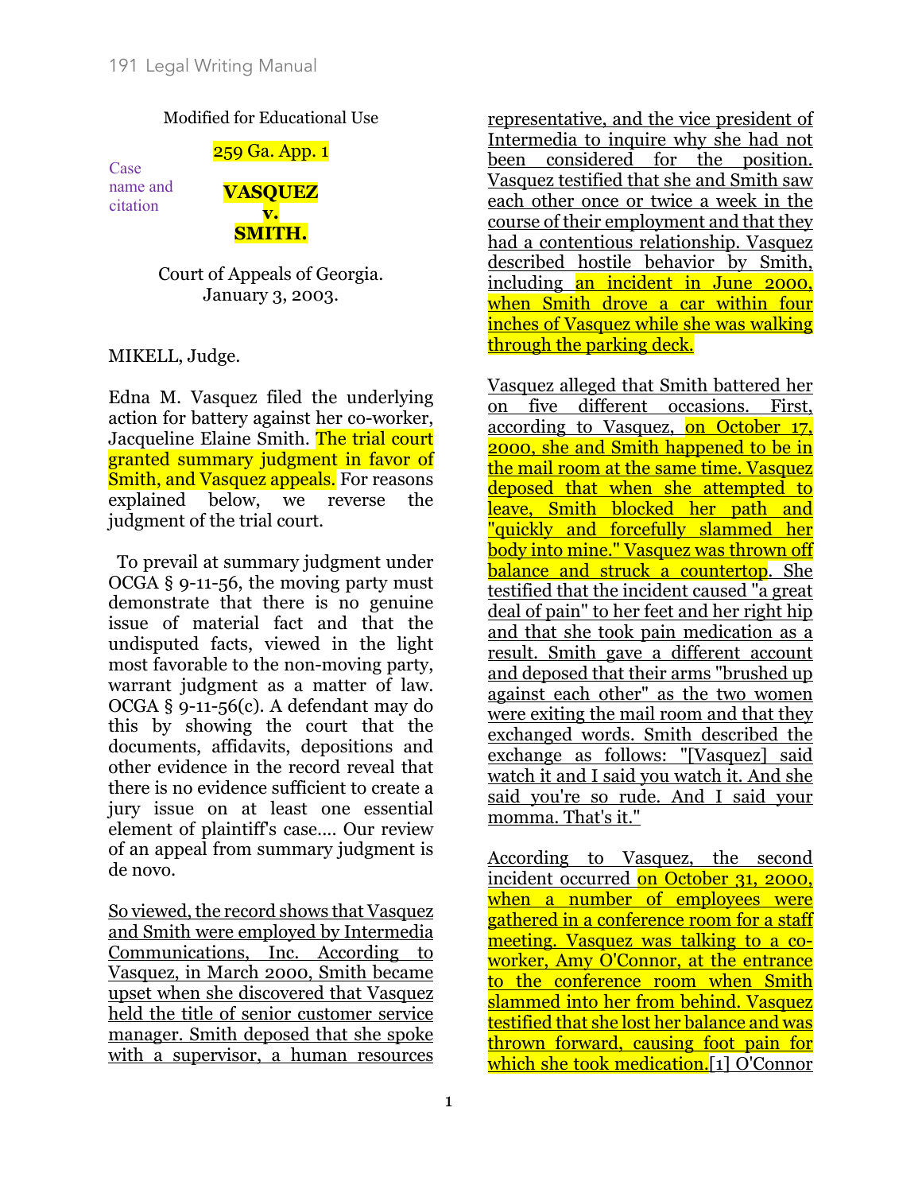Modified for Educational Use

Case name and citation

259 Ga. App. 1

**VASQUEZ v. SMITH.**

Court of Appeals of Georgia.
January 3, 2003.

MIKELL, Judge.

Edna M. Vasquez filed the underlying action for battery against her co-worker, Jacqueline Elaine Smith. The trial court granted summary judgment in favor of Smith, and Vasquez appeals. For reasons explained below, we reverse the judgment of the trial court.

To prevail at summary judgment under OCGA § 9-11-56, the moving party must demonstrate that there is no genuine issue of material fact and that the undisputed facts, viewed in the light most favorable to the non-moving party, warrant judgment as a matter of law. OCGA § 9-11-56(c). A defendant may do this by showing the court that the documents, affidavits, depositions and other evidence in the record reveal that there is no evidence sufficient to create a jury issue on at least one essential element of plaintiff's case.... Our review of an appeal from summary judgment is de novo.

So viewed, the record shows that Vasquez and Smith were employed by Intermedia Communications, Inc. According to Vasquez, in March 2000, Smith became upset when she discovered that Vasquez held the title of senior customer service manager. Smith deposed that she spoke with a supervisor, a human resources representative, and the vice president of Intermedia to inquire why she had not been considered for the position. Vasquez testified that she and Smith saw each other once or twice a week in the course of their employment and that they had a contentious relationship. Vasquez described hostile behavior by Smith, including an incident in June 2000, when Smith drove a car within four inches of Vasquez while she was walking through the parking deck.

Vasquez alleged that Smith battered her on five different occasions. First, according to Vasquez, on October 17, 2000, she and Smith happened to be in the mail room at the same time. Vasquez deposed that when she attempted to leave, Smith blocked her path and "quickly and forcefully slammed her body into mine." Vasquez was thrown off balance and struck a countertop. She testified that the incident caused "a great deal of pain" to her feet and her right hip and that she took pain medication as a result. Smith gave a different account and deposed that their arms "brushed up against each other" as the two women were exiting the mail room and that they exchanged words. Smith described the exchange as follows: "[Vasquez] said watch it and I said you watch it. And she said you're so rude. And I said your momma. That's it."

According to Vasquez, the second incident occurred on October 31, 2000, when a number of employees were gathered in a conference room for a staff meeting. Vasquez was talking to a co-worker, Amy O'Connor, at the entrance to the conference room when Smith slammed into her from behind. Vasquez testified that she lost her balance and was thrown forward, causing foot pain for which she took medication.[1] O'Connor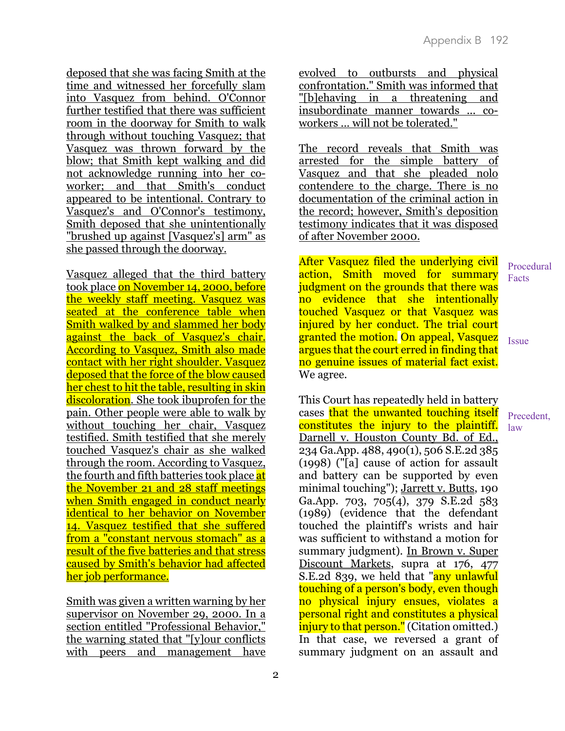deposed that she was facing Smith at the time and witnessed her forcefully slam into Vasquez from behind. O'Connor further testified that there was sufficient room in the doorway for Smith to walk through without touching Vasquez; that Vasquez was thrown forward by the blow; that Smith kept walking and did not acknowledge running into her co-worker; and that Smith's conduct appeared to be intentional. Contrary to Vasquez's and O'Connor's testimony, Smith deposed that she unintentionally "brushed up against [Vasquez's] arm" as she passed through the doorway.

Vasquez alleged that the third battery took place on November 14, 2000, before the weekly staff meeting. Vasquez was seated at the conference table when Smith walked by and slammed her body against the back of Vasquez's chair. According to Vasquez, Smith also made contact with her right shoulder. Vasquez deposed that the force of the blow caused her chest to hit the table, resulting in skin discoloration. She took ibuprofen for the pain. Other people were able to walk by without touching her chair, Vasquez testified. Smith testified that she merely touched Vasquez's chair as she walked through the room. According to Vasquez, the fourth and fifth batteries took place at the November 21 and 28 staff meetings when Smith engaged in conduct nearly identical to her behavior on November 14. Vasquez testified that she suffered from a "constant nervous stomach" as a result of the five batteries and that stress caused by Smith's behavior had affected her job performance.

Smith was given a written warning by her supervisor on November 29, 2000. In a section entitled "Professional Behavior," the warning stated that "[y]our conflicts with peers and management have evolved to outbursts and physical confrontation." Smith was informed that "[b]ehaving in a threatening and insubordinate manner towards ... co-workers ... will not be tolerated."

The record reveals that Smith was arrested for the simple battery of Vasquez and that she pleaded nolo contendere to the charge. There is no documentation of the criminal action in the record; however, Smith's deposition testimony indicates that it was disposed of after November 2000.

After Vasquez filed the underlying civil action, Smith moved for summary judgment on the grounds that there was no evidence that she intentionally touched Vasquez or that Vasquez was injured by her conduct. The trial court granted the motion. On appeal, Vasquez argues that the court erred in finding that no genuine issues of material fact exist. We agree.

*Procedural Facts*

*Issue*

This Court has repeatedly held in battery cases that the unwanted touching itself constitutes the injury to the plaintiff. Darnell v. Houston County Bd. of Ed., 234 Ga.App. 488, 490(1), 506 S.E.2d 385 (1998) ("[a] cause of action for assault and battery can be supported by even minimal touching"); Jarrett v. Butts, 190 Ga.App. 703, 705(4), 379 S.E.2d 583 (1989) (evidence that the defendant touched the plaintiff's wrists and hair was sufficient to withstand a motion for summary judgment). In Brown v. Super Discount Markets, supra at 176, 477 S.E.2d 839, we held that "any unlawful touching of a person's body, even though no physical injury ensues, violates a personal right and constitutes a physical injury to that person." (Citation omitted.) In that case, we reversed a grant of summary judgment on an assault and

*Precedent, law*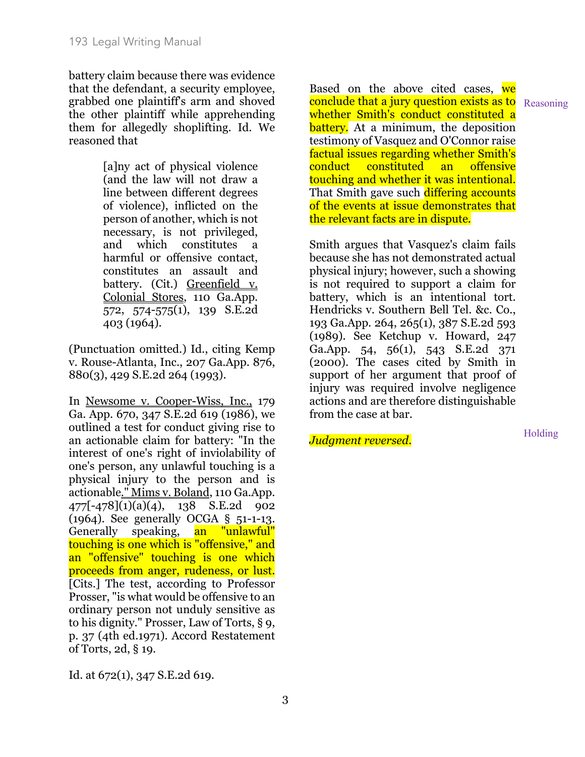battery claim because there was evidence that the defendant, a security employee, grabbed one plaintiff's arm and shoved the other plaintiff while apprehending them for allegedly shoplifting. Id. We reasoned that

> [a]ny act of physical violence (and the law will not draw a line between different degrees of violence), inflicted on the person of another, which is not necessary, is not privileged, and which constitutes a harmful or offensive contact, constitutes an assault and battery. (Cit.) Greenfield v. Colonial Stores, 110 Ga.App. 572, 574-575(1), 139 S.E.2d 403 (1964).

(Punctuation omitted.) Id., citing Kemp v. Rouse-Atlanta, Inc., 207 Ga.App. 876, 880(3), 429 S.E.2d 264 (1993).

In Newsome v. Cooper-Wiss, Inc., 179 Ga. App. 670, 347 S.E.2d 619 (1986), we outlined a test for conduct giving rise to an actionable claim for battery: "In the interest of one's right of inviolability of one's person, any unlawful touching is a physical injury to the person and is actionable." Mims v. Boland, 110 Ga.App. 477[-478](1)(a)(4), 138 S.E.2d 902 (1964). See generally OCGA § 51-1-13. Generally speaking, an "unlawful" touching is one which is "offensive," and an "offensive" touching is one which proceeds from anger, rudeness, or lust. [Cits.] The test, according to Professor Prosser, "is what would be offensive to an ordinary person not unduly sensitive as to his dignity." Prosser, Law of Torts, § 9, p. 37 (4th ed.1971). Accord Restatement of Torts, 2d, § 19.

Id. at 672(1), 347 S.E.2d 619.

Based on the above cited cases, we conclude that a jury question exists as to whether Smith's conduct constituted a battery. At a minimum, the deposition testimony of Vasquez and O'Connor raise factual issues regarding whether Smith's conduct constituted an offensive touching and whether it was intentional. That Smith gave such differing accounts of the events at issue demonstrates that the relevant facts are in dispute.

Reasoning

Smith argues that Vasquez's claim fails because she has not demonstrated actual physical injury; however, such a showing is not required to support a claim for battery, which is an intentional tort. Hendricks v. Southern Bell Tel. &c. Co., 193 Ga.App. 264, 265(1), 387 S.E.2d 593 (1989). See Ketchup v. Howard, 247 Ga.App. 54, 56(1), 543 S.E.2d 371 (2000). The cases cited by Smith in support of her argument that proof of injury was required involve negligence actions and are therefore distinguishable from the case at bar.

*Judgment reversed.*

Holding